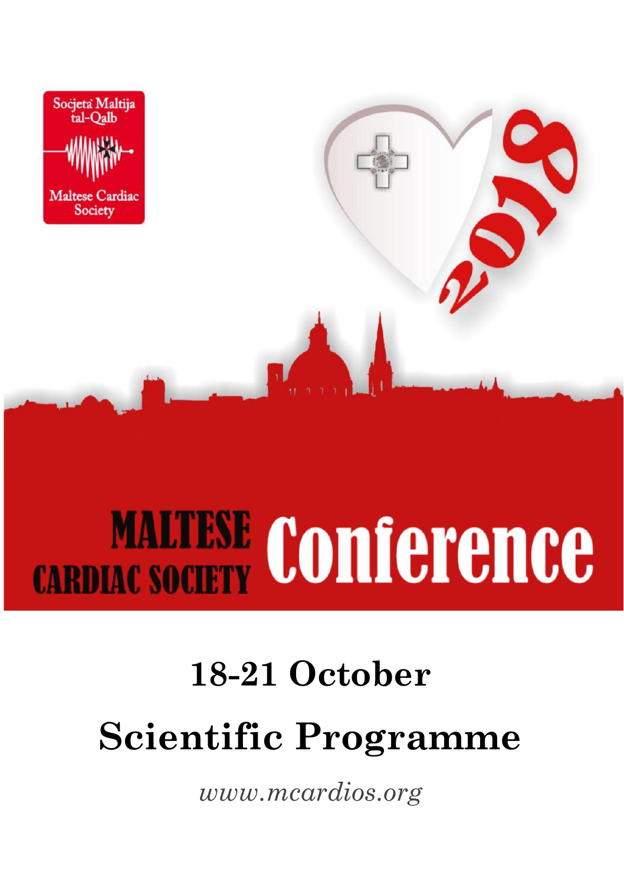Soċjetà Maltija tal-Qalb

Maltese Cardiac Society

2018

# MALTESE CARDIAC SOCIETY Conference

## 18-21 October

## Scientific Programme

*www.mcardios.org*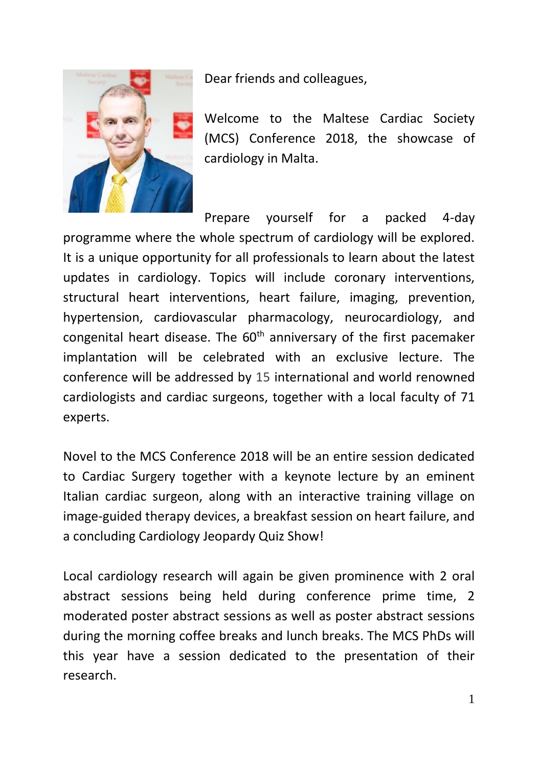Dear friends and colleagues,

Welcome to the Maltese Cardiac Society (MCS) Conference 2018, the showcase of cardiology in Malta.

Prepare yourself for a packed 4-day programme where the whole spectrum of cardiology will be explored. It is a unique opportunity for all professionals to learn about the latest updates in cardiology. Topics will include coronary interventions, structural heart interventions, heart failure, imaging, prevention, hypertension, cardiovascular pharmacology, neurocardiology, and congenital heart disease. The 60th anniversary of the first pacemaker implantation will be celebrated with an exclusive lecture. The conference will be addressed by 15 international and world renowned cardiologists and cardiac surgeons, together with a local faculty of 71 experts.

Novel to the MCS Conference 2018 will be an entire session dedicated to Cardiac Surgery together with a keynote lecture by an eminent Italian cardiac surgeon, along with an interactive training village on image-guided therapy devices, a breakfast session on heart failure, and a concluding Cardiology Jeopardy Quiz Show!

Local cardiology research will again be given prominence with 2 oral abstract sessions being held during conference prime time, 2 moderated poster abstract sessions as well as poster abstract sessions during the morning coffee breaks and lunch breaks. The MCS PhDs will this year have a session dedicated to the presentation of their research.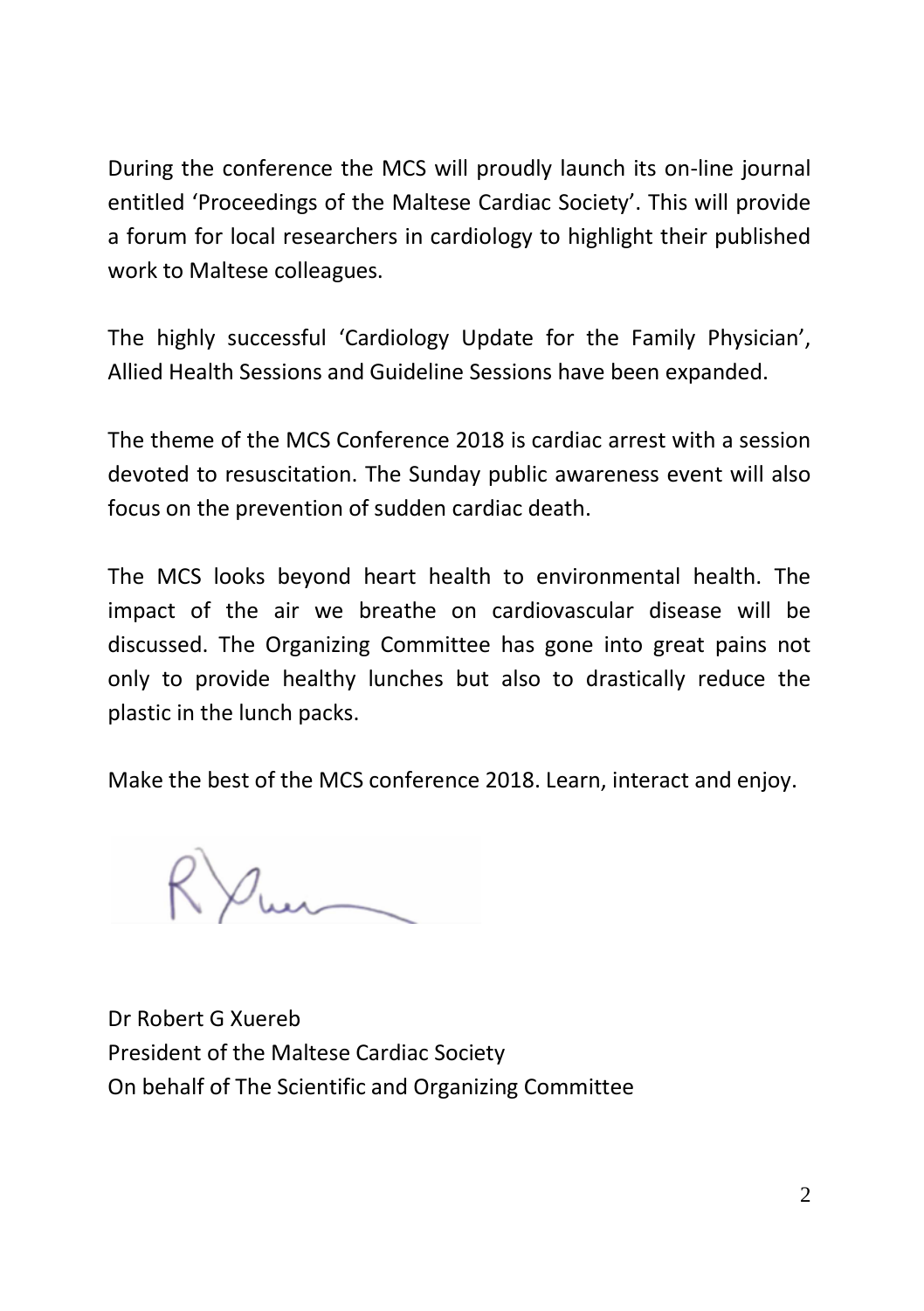During the conference the MCS will proudly launch its on-line journal entitled 'Proceedings of the Maltese Cardiac Society'. This will provide a forum for local researchers in cardiology to highlight their published work to Maltese colleagues.

The highly successful 'Cardiology Update for the Family Physician', Allied Health Sessions and Guideline Sessions have been expanded.

The theme of the MCS Conference 2018 is cardiac arrest with a session devoted to resuscitation. The Sunday public awareness event will also focus on the prevention of sudden cardiac death.

The MCS looks beyond heart health to environmental health. The impact of the air we breathe on cardiovascular disease will be discussed. The Organizing Committee has gone into great pains not only to provide healthy lunches but also to drastically reduce the plastic in the lunch packs.

Make the best of the MCS conference 2018. Learn, interact and enjoy.

Dr Robert G Xuereb
President of the Maltese Cardiac Society
On behalf of The Scientific and Organizing Committee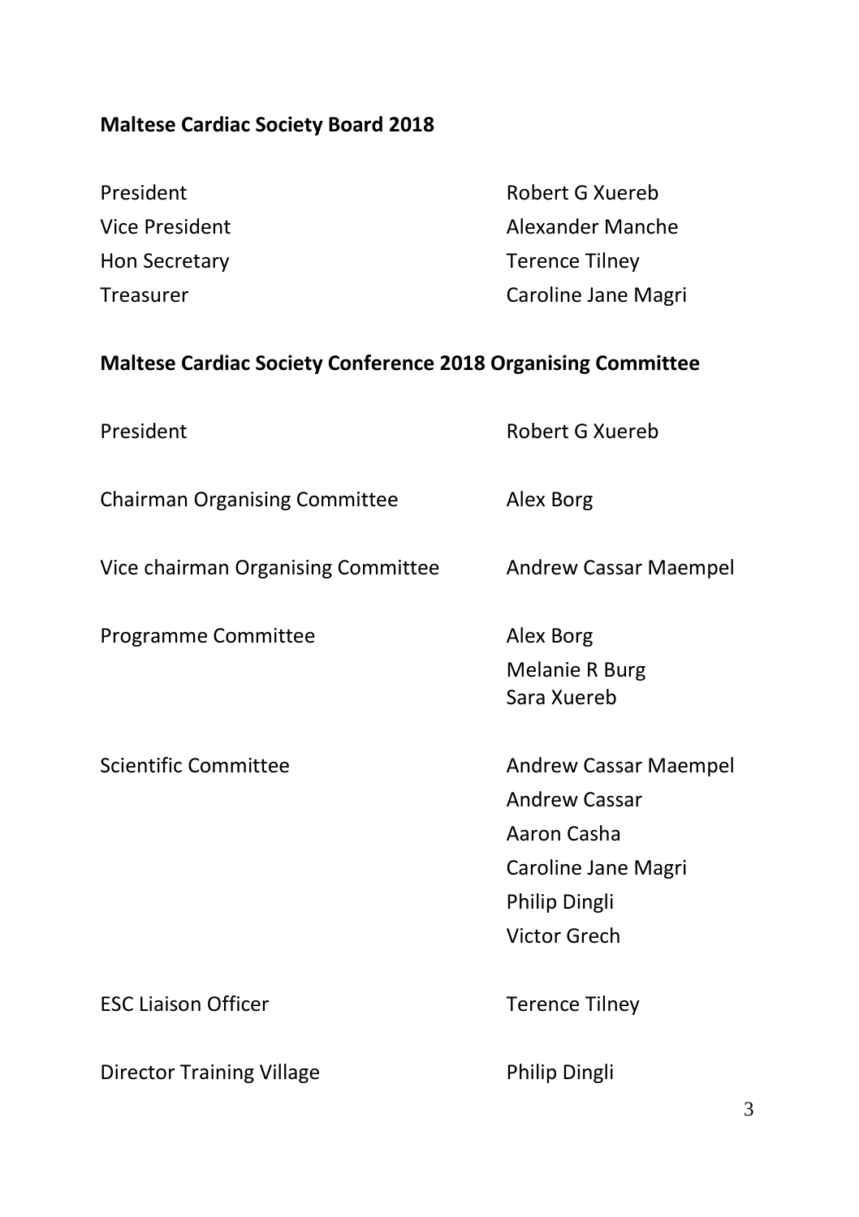## Maltese Cardiac Society Board 2018

| | |
|---|---|
| President | Robert G Xuereb |
| Vice President | Alexander Manche |
| Hon Secretary | Terence Tilney |
| Treasurer | Caroline Jane Magri |

## Maltese Cardiac Society Conference 2018 Organising Committee

| | |
|---|---|
| President | Robert G Xuereb |
| Chairman Organising Committee | Alex Borg |
| Vice chairman Organising Committee | Andrew Cassar Maempel |
| Programme Committee | Alex Borg<br>Melanie R Burg<br>Sara Xuereb |
| Scientific Committee | Andrew Cassar Maempel<br>Andrew Cassar<br>Aaron Casha<br>Caroline Jane Magri<br>Philip Dingli<br>Victor Grech |
| ESC Liaison Officer | Terence Tilney |
| Director Training Village | Philip Dingli |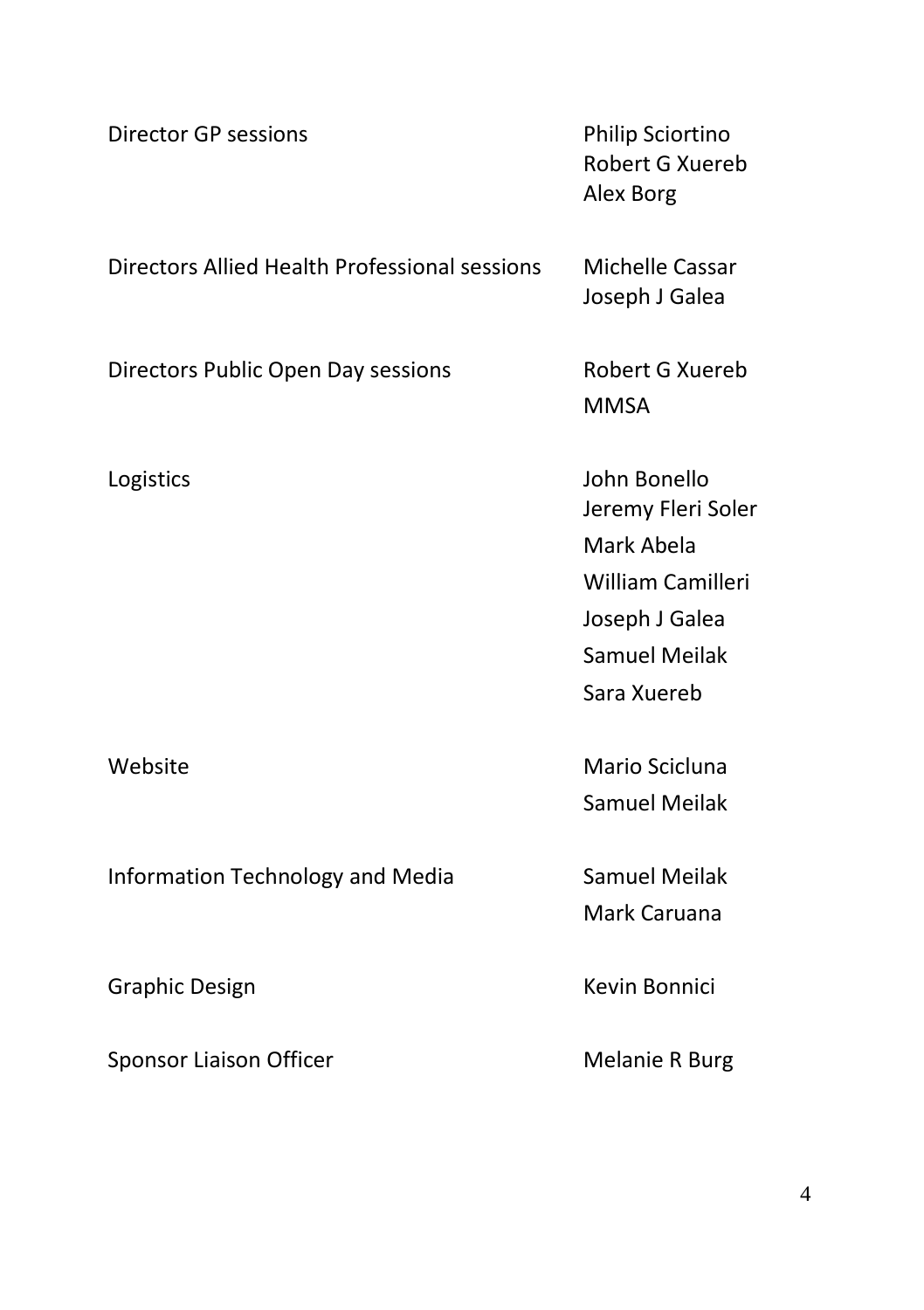| | |
|---|---|
| Director GP sessions | Philip Sciortino<br>Robert G Xuereb<br>Alex Borg |
| Directors Allied Health Professional sessions | Michelle Cassar<br>Joseph J Galea |
| Directors Public Open Day sessions | Robert G Xuereb<br>MMSA |
| Logistics | John Bonello<br>Jeremy Fleri Soler<br>Mark Abela<br>William Camilleri<br>Joseph J Galea<br>Samuel Meilak<br>Sara Xuereb |
| Website | Mario Scicluna<br>Samuel Meilak |
| Information Technology and Media | Samuel Meilak<br>Mark Caruana |
| Graphic Design | Kevin Bonnici |
| Sponsor Liaison Officer | Melanie R Burg |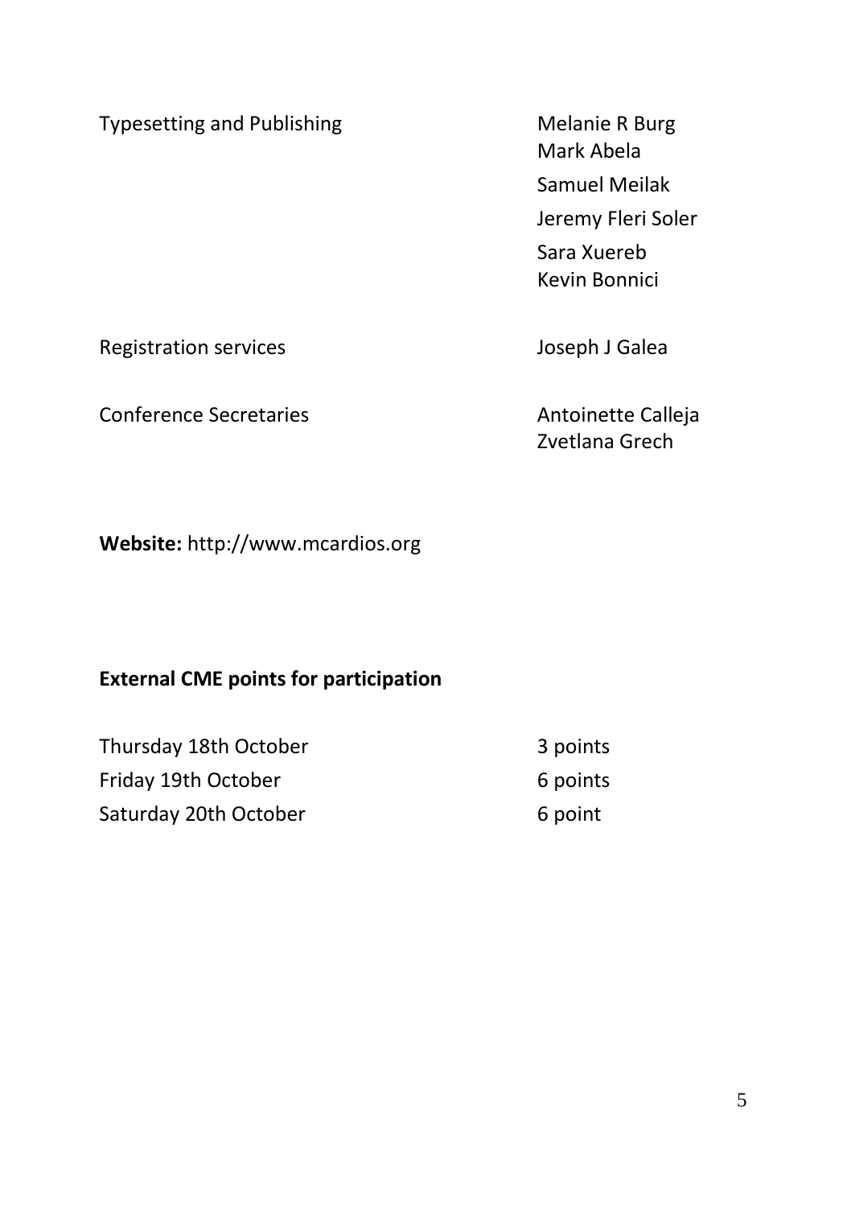| | |
|---|---|
| Typesetting and Publishing | Melanie R Burg<br>Mark Abela<br>Samuel Meilak<br>Jeremy Fleri Soler<br>Sara Xuereb<br>Kevin Bonnici |
| Registration services | Joseph J Galea |
| Conference Secretaries | Antoinette Calleja<br>Zvetlana Grech |

**Website:** http://www.mcardios.org

**External CME points for participation**

| | |
|---|---|
| Thursday 18th October | 3 points |
| Friday 19th October | 6 points |
| Saturday 20th October | 6 point |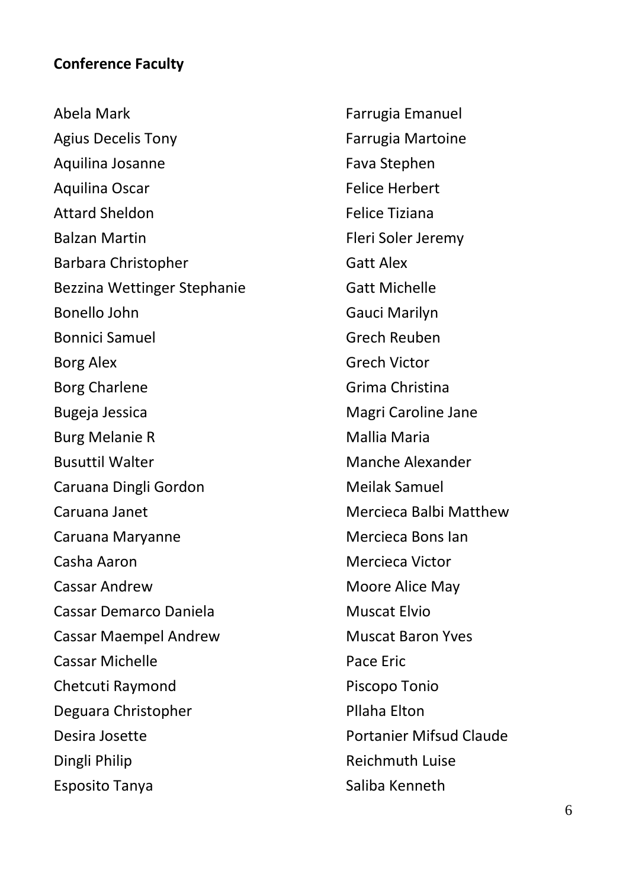**Conference Faculty**

Abela Mark
Agius Decelis Tony
Aquilina Josanne
Aquilina Oscar
Attard Sheldon
Balzan Martin
Barbara Christopher
Bezzina Wettinger Stephanie
Bonello John
Bonnici Samuel
Borg Alex
Borg Charlene
Bugeja Jessica
Burg Melanie R
Busuttil Walter
Caruana Dingli Gordon
Caruana Janet
Caruana Maryanne
Casha Aaron
Cassar Andrew
Cassar Demarco Daniela
Cassar Maempel Andrew
Cassar Michelle
Chetcuti Raymond
Deguara Christopher
Desira Josette
Dingli Philip
Esposito Tanya
Farrugia Emanuel
Farrugia Martoine
Fava Stephen
Felice Herbert
Felice Tiziana
Fleri Soler Jeremy
Gatt Alex
Gatt Michelle
Gauci Marilyn
Grech Reuben
Grech Victor
Grima Christina
Magri Caroline Jane
Mallia Maria
Manche Alexander
Meilak Samuel
Mercieca Balbi Matthew
Mercieca Bons Ian
Mercieca Victor
Moore Alice May
Muscat Elvio
Muscat Baron Yves
Pace Eric
Piscopo Tonio
Pllaha Elton
Portanier Mifsud Claude
Reichmuth Luise
Saliba Kenneth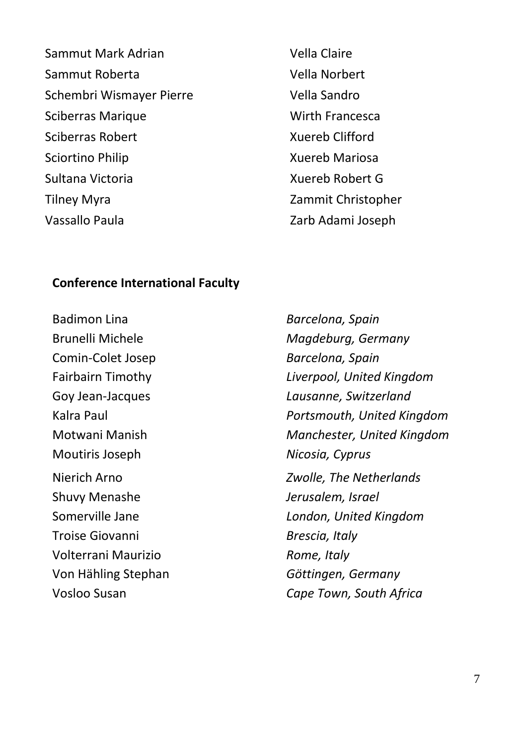Sammut Mark Adrian
Sammut Roberta
Schembri Wismayer Pierre
Sciberras Marique
Sciberras Robert
Sciortino Philip
Sultana Victoria
Tilney Myra
Vassallo Paula
Vella Claire
Vella Norbert
Vella Sandro
Wirth Francesca
Xuereb Clifford
Xuereb Mariosa
Xuereb Robert G
Zammit Christopher
Zarb Adami Joseph

**Conference International Faculty**

| | |
|---|---|
| Badimon Lina | *Barcelona, Spain* |
| Brunelli Michele | *Magdeburg, Germany* |
| Comin-Colet Josep | *Barcelona, Spain* |
| Fairbairn Timothy | *Liverpool, United Kingdom* |
| Goy Jean-Jacques | *Lausanne, Switzerland* |
| Kalra Paul | *Portsmouth, United Kingdom* |
| Motwani Manish | *Manchester, United Kingdom* |
| Moutiris Joseph | *Nicosia, Cyprus* |
| Nierich Arno | *Zwolle, The Netherlands* |
| Shuvy Menashe | *Jerusalem, Israel* |
| Somerville Jane | *London, United Kingdom* |
| Troise Giovanni | *Brescia, Italy* |
| Volterrani Maurizio | *Rome, Italy* |
| Von Hähling Stephan | *Göttingen, Germany* |
| Vosloo Susan | *Cape Town, South Africa* |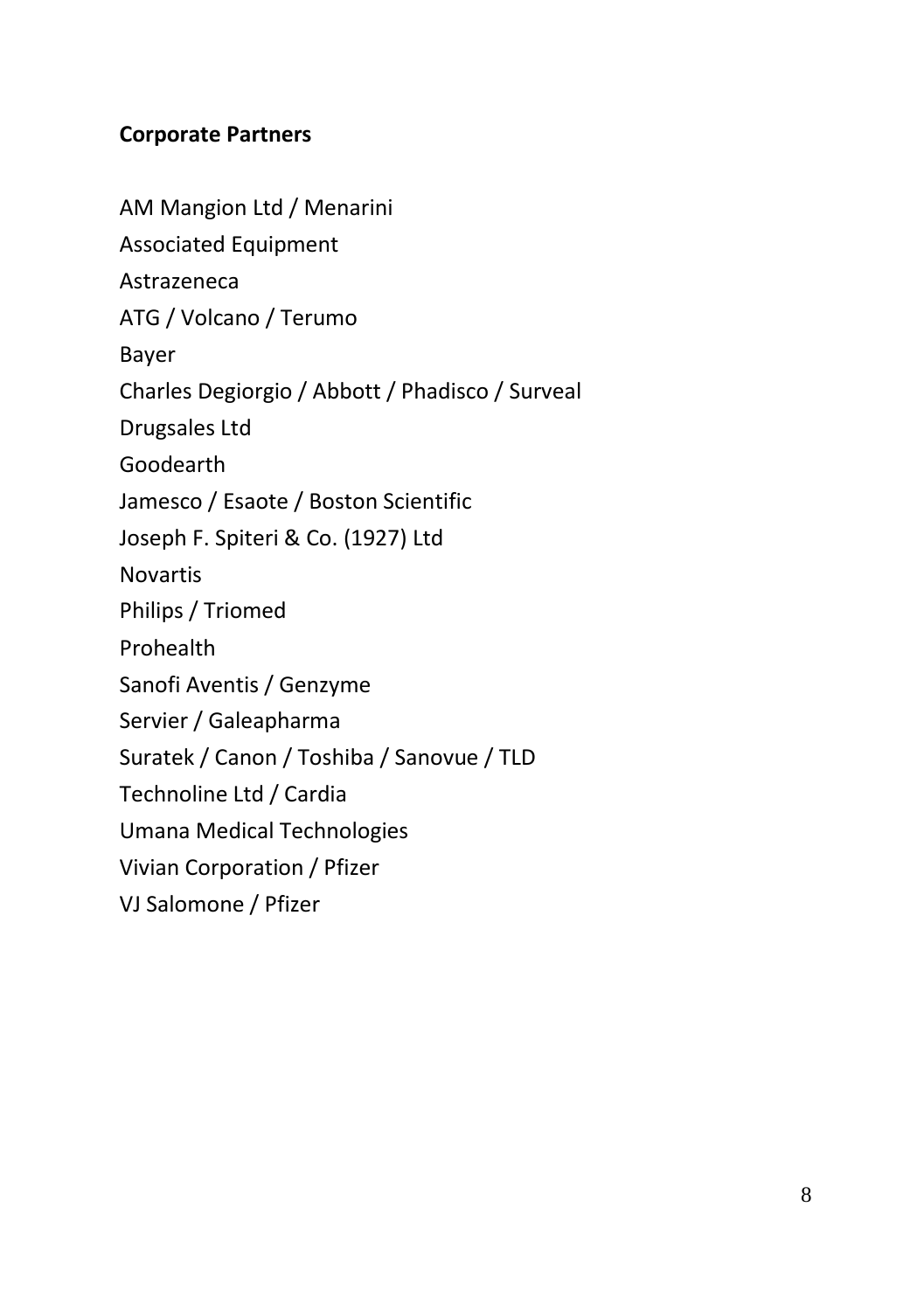**Corporate Partners**

AM Mangion Ltd / Menarini

Associated Equipment

Astrazeneca

ATG / Volcano / Terumo

Bayer

Charles Degiorgio / Abbott / Phadisco / Surveal

Drugsales Ltd

Goodearth

Jamesco / Esaote / Boston Scientific

Joseph F. Spiteri & Co. (1927) Ltd

Novartis

Philips / Triomed

Prohealth

Sanofi Aventis / Genzyme

Servier / Galeapharma

Suratek / Canon / Toshiba / Sanovue / TLD

Technoline Ltd / Cardia

Umana Medical Technologies

Vivian Corporation / Pfizer

VJ Salomone / Pfizer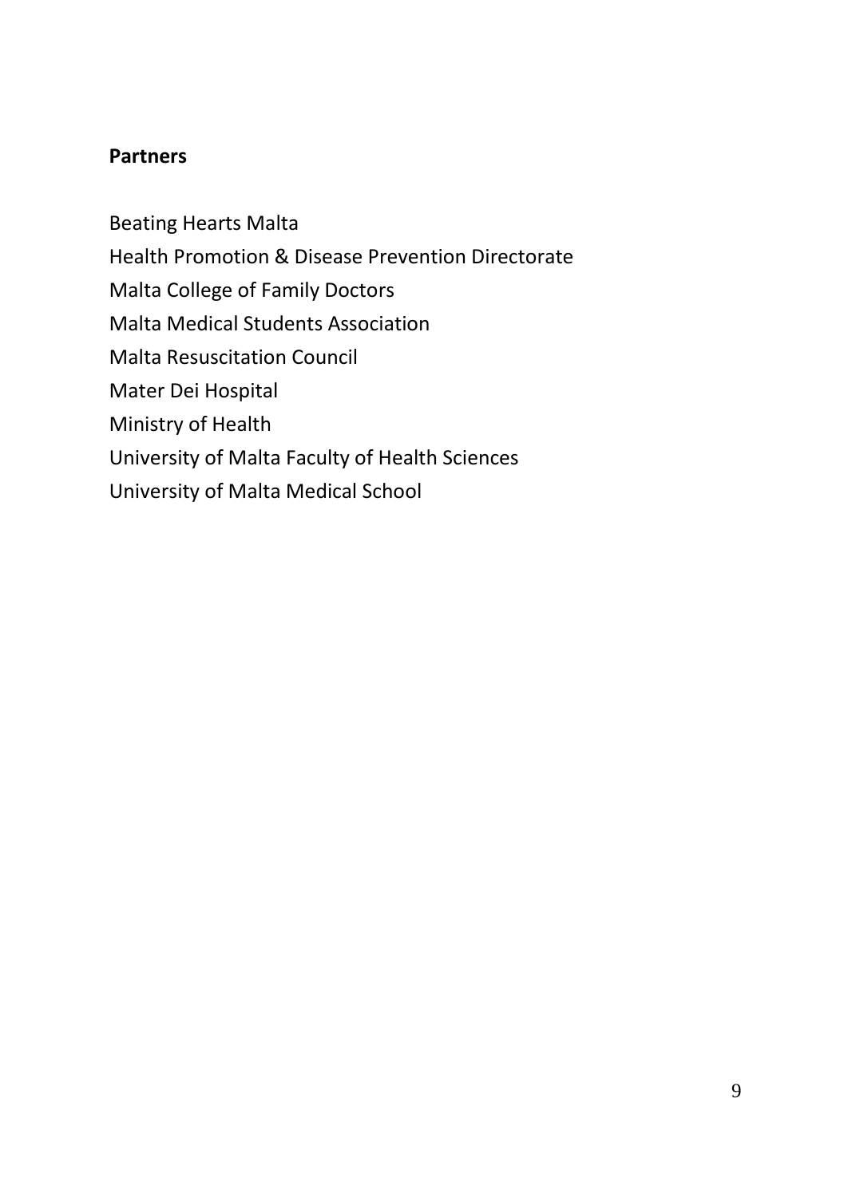**Partners**

Beating Hearts Malta
Health Promotion & Disease Prevention Directorate
Malta College of Family Doctors
Malta Medical Students Association
Malta Resuscitation Council
Mater Dei Hospital
Ministry of Health
University of Malta Faculty of Health Sciences
University of Malta Medical School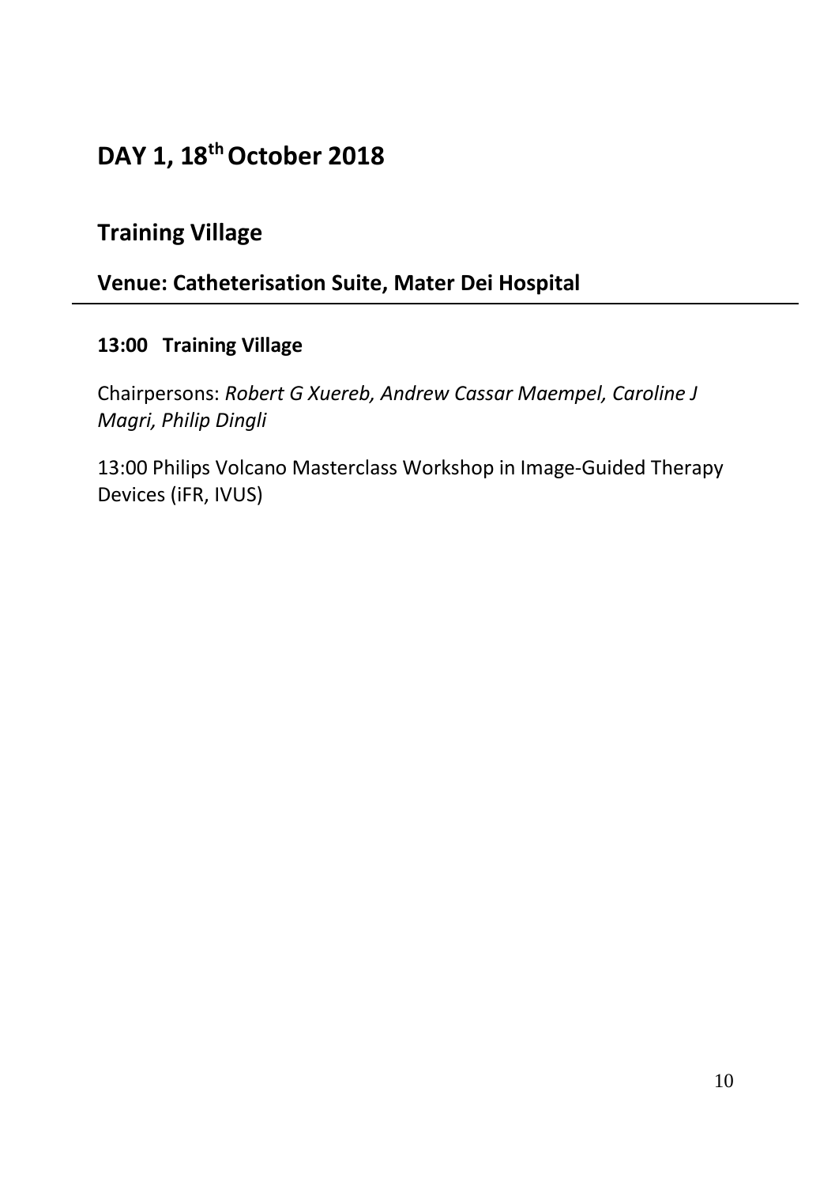# DAY 1, 18th October 2018

## Training Village

### Venue: Catheterisation Suite, Mater Dei Hospital

---

**13:00 Training Village**

Chairpersons: *Robert G Xuereb, Andrew Cassar Maempel, Caroline J Magri, Philip Dingli*

13:00 Philips Volcano Masterclass Workshop in Image-Guided Therapy Devices (iFR, IVUS)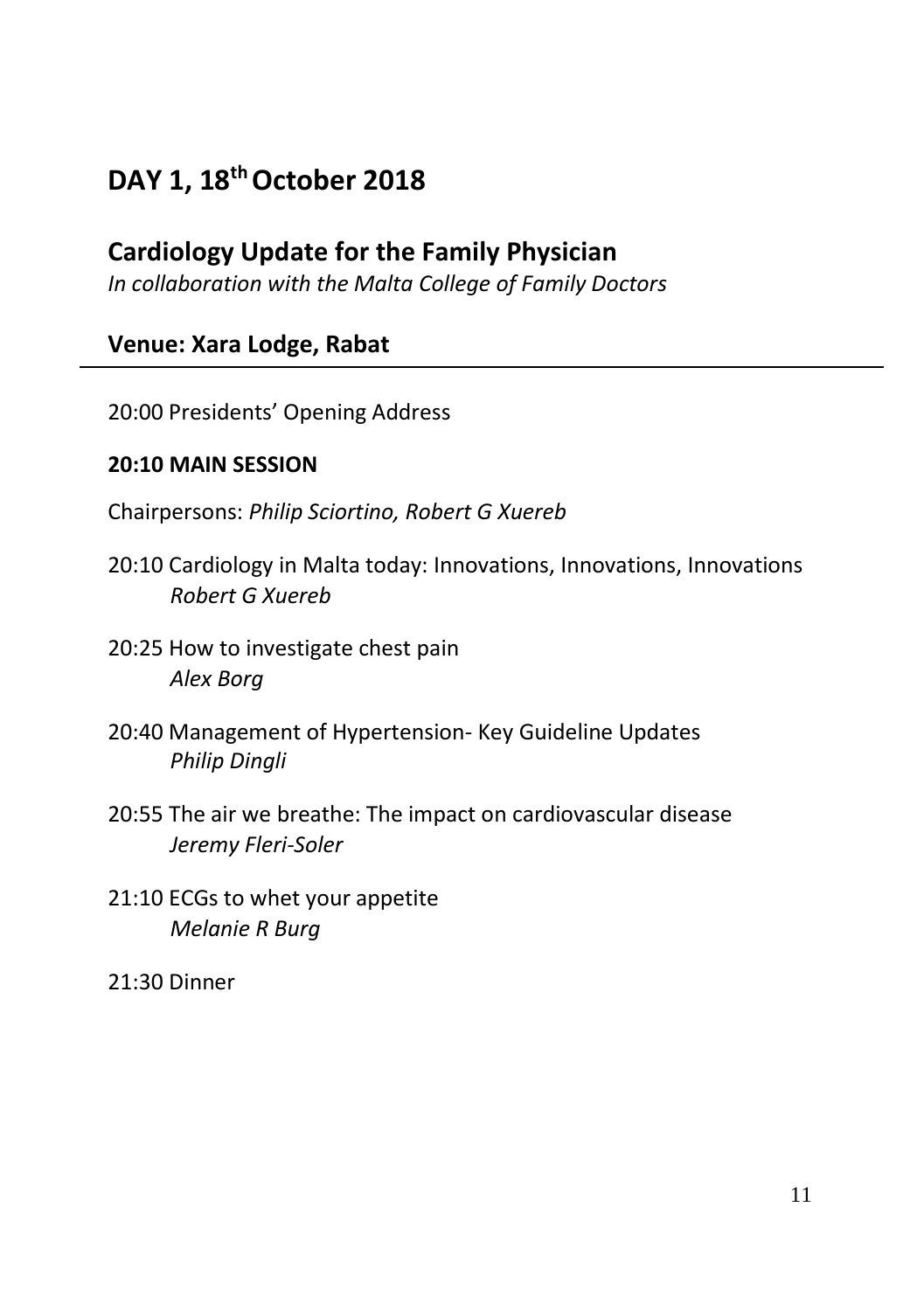# DAY 1, 18th October 2018

## Cardiology Update for the Family Physician

*In collaboration with the Malta College of Family Doctors*

### Venue: Xara Lodge, Rabat

---

20:00 Presidents' Opening Address

**20:10 MAIN SESSION**

Chairpersons: *Philip Sciortino, Robert G Xuereb*

20:10 Cardiology in Malta today: Innovations, Innovations, Innovations
*Robert G Xuereb*

20:25 How to investigate chest pain
*Alex Borg*

20:40 Management of Hypertension- Key Guideline Updates
*Philip Dingli*

20:55 The air we breathe: The impact on cardiovascular disease
*Jeremy Fleri-Soler*

21:10 ECGs to whet your appetite
*Melanie R Burg*

21:30 Dinner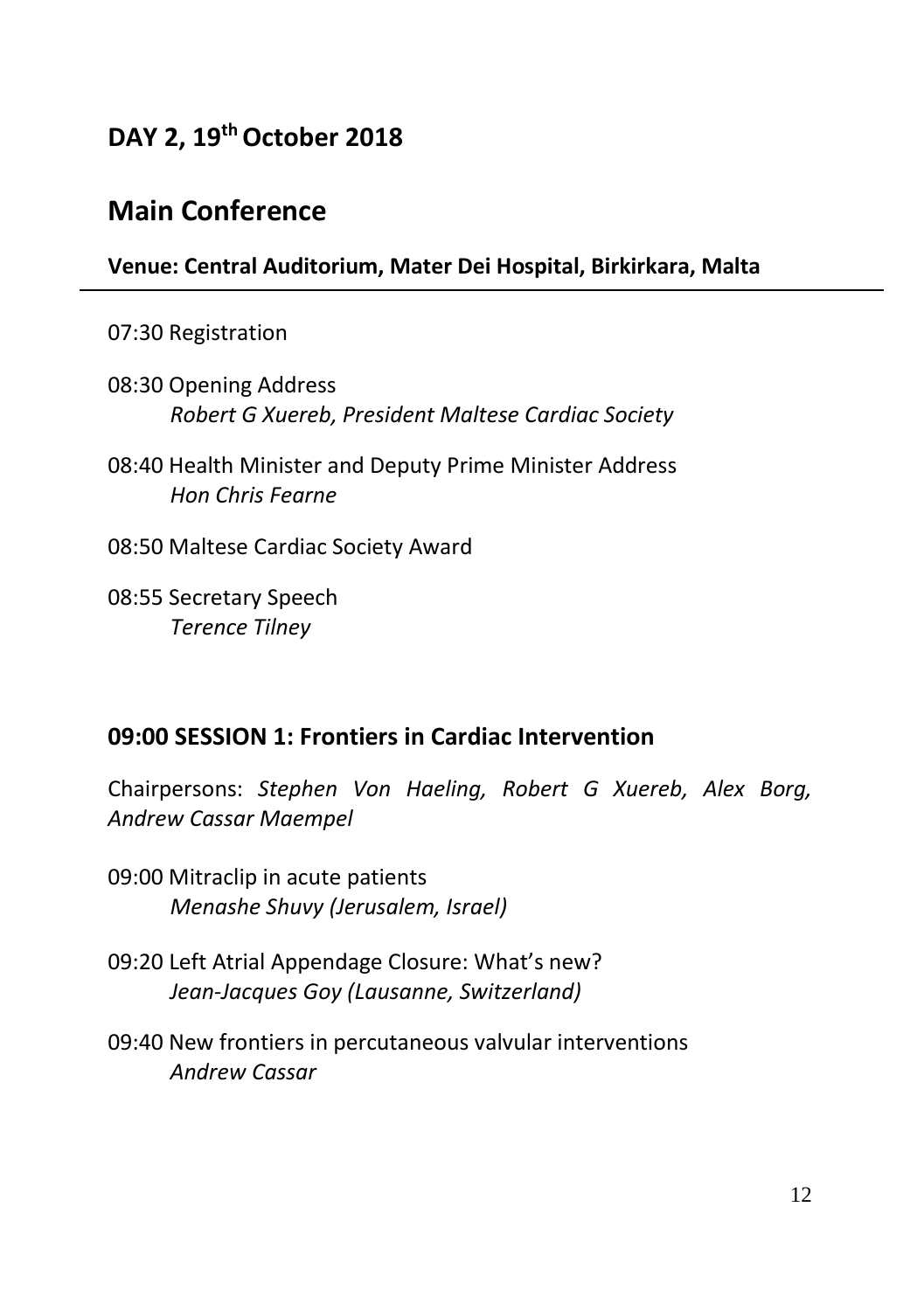## DAY 2, 19th October 2018

# Main Conference

**Venue: Central Auditorium, Mater Dei Hospital, Birkirkara, Malta**

---

07:30 Registration

08:30 Opening Address
*Robert G Xuereb, President Maltese Cardiac Society*

08:40 Health Minister and Deputy Prime Minister Address
*Hon Chris Fearne*

08:50 Maltese Cardiac Society Award

08:55 Secretary Speech
*Terence Tilney*

### 09:00 SESSION 1: Frontiers in Cardiac Intervention

Chairpersons: *Stephen Von Haeling, Robert G Xuereb, Alex Borg, Andrew Cassar Maempel*

09:00 Mitraclip in acute patients
*Menashe Shuvy (Jerusalem, Israel)*

09:20 Left Atrial Appendage Closure: What's new?
*Jean-Jacques Goy (Lausanne, Switzerland)*

09:40 New frontiers in percutaneous valvular interventions
*Andrew Cassar*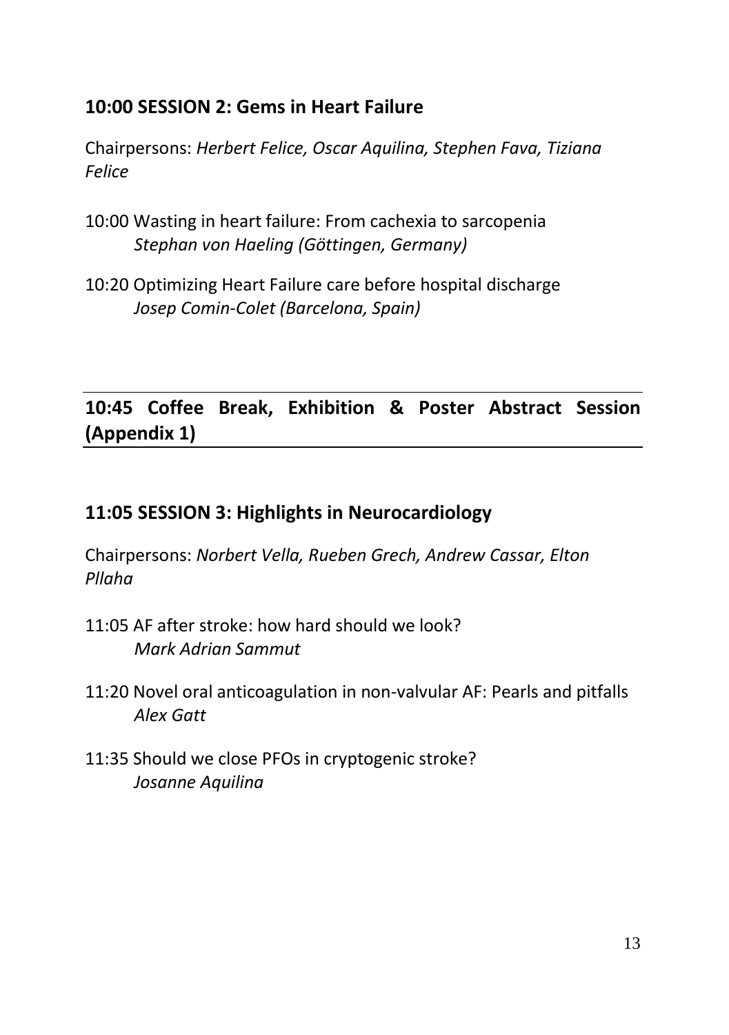## 10:00 SESSION 2: Gems in Heart Failure

Chairpersons: *Herbert Felice, Oscar Aquilina, Stephen Fava, Tiziana Felice*

10:00 Wasting in heart failure: From cachexia to sarcopenia
*Stephan von Haeling (Göttingen, Germany)*

10:20 Optimizing Heart Failure care before hospital discharge
*Josep Comin-Colet (Barcelona, Spain)*

---

## 10:45 Coffee Break, Exhibition & Poster Abstract Session (Appendix 1)

---

## 11:05 SESSION 3: Highlights in Neurocardiology

Chairpersons: *Norbert Vella, Rueben Grech, Andrew Cassar, Elton Pllaha*

11:05 AF after stroke: how hard should we look?
*Mark Adrian Sammut*

11:20 Novel oral anticoagulation in non-valvular AF: Pearls and pitfalls
*Alex Gatt*

11:35 Should we close PFOs in cryptogenic stroke?
*Josanne Aquilina*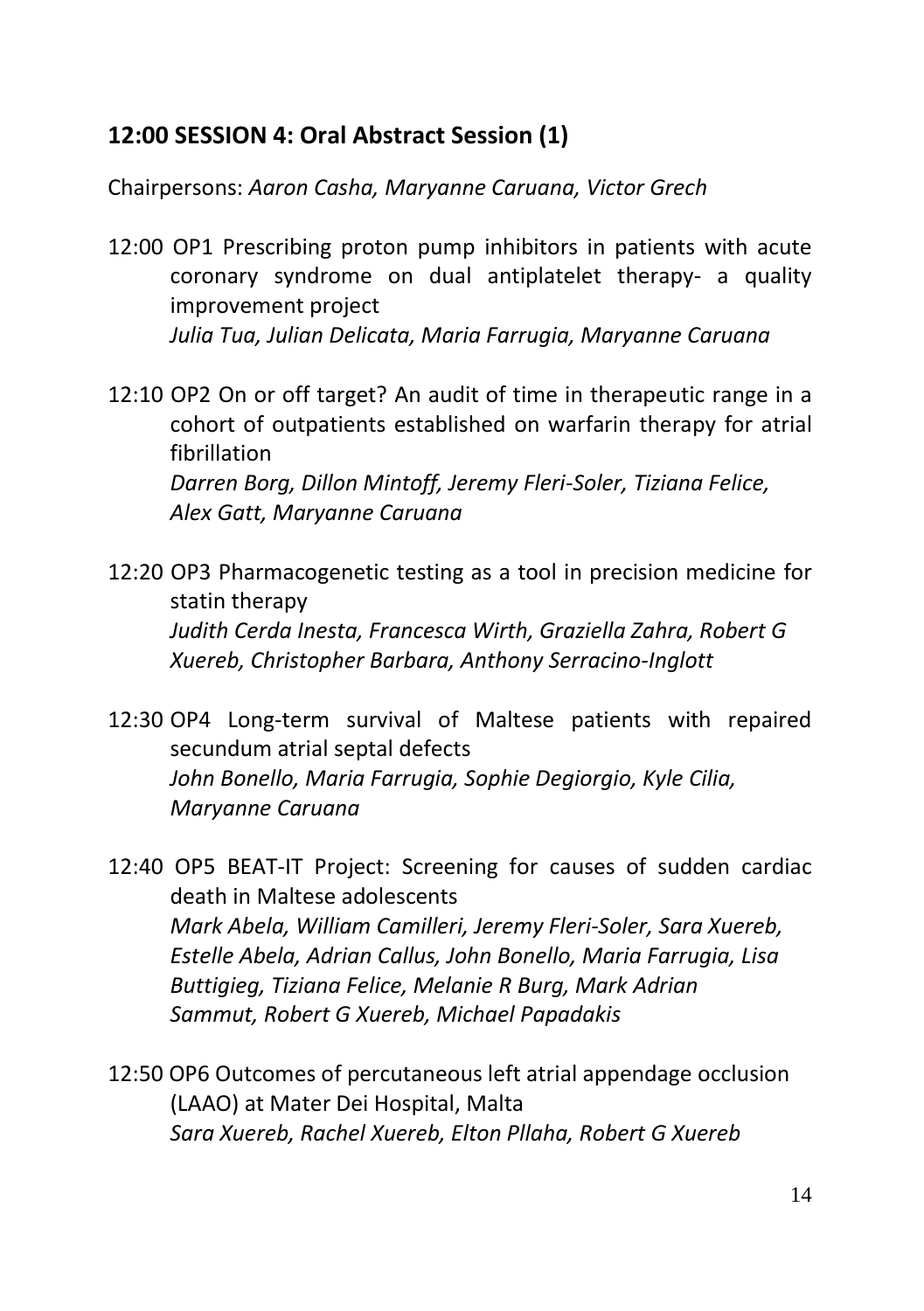## 12:00 SESSION 4: Oral Abstract Session (1)

Chairpersons: *Aaron Casha, Maryanne Caruana, Victor Grech*

12:00 OP1 Prescribing proton pump inhibitors in patients with acute coronary syndrome on dual antiplatelet therapy- a quality improvement project
*Julia Tua, Julian Delicata, Maria Farrugia, Maryanne Caruana*

12:10 OP2 On or off target? An audit of time in therapeutic range in a cohort of outpatients established on warfarin therapy for atrial fibrillation
*Darren Borg, Dillon Mintoff, Jeremy Fleri-Soler, Tiziana Felice, Alex Gatt, Maryanne Caruana*

12:20 OP3 Pharmacogenetic testing as a tool in precision medicine for statin therapy
*Judith Cerda Inesta, Francesca Wirth, Graziella Zahra, Robert G Xuereb, Christopher Barbara, Anthony Serracino-Inglott*

12:30 OP4 Long-term survival of Maltese patients with repaired secundum atrial septal defects
*John Bonello, Maria Farrugia, Sophie Degiorgio, Kyle Cilia, Maryanne Caruana*

12:40 OP5 BEAT-IT Project: Screening for causes of sudden cardiac death in Maltese adolescents
*Mark Abela, William Camilleri, Jeremy Fleri-Soler, Sara Xuereb, Estelle Abela, Adrian Callus, John Bonello, Maria Farrugia, Lisa Buttigieg, Tiziana Felice, Melanie R Burg, Mark Adrian Sammut, Robert G Xuereb, Michael Papadakis*

12:50 OP6 Outcomes of percutaneous left atrial appendage occlusion (LAAO) at Mater Dei Hospital, Malta
*Sara Xuereb, Rachel Xuereb, Elton Pllaha, Robert G Xuereb*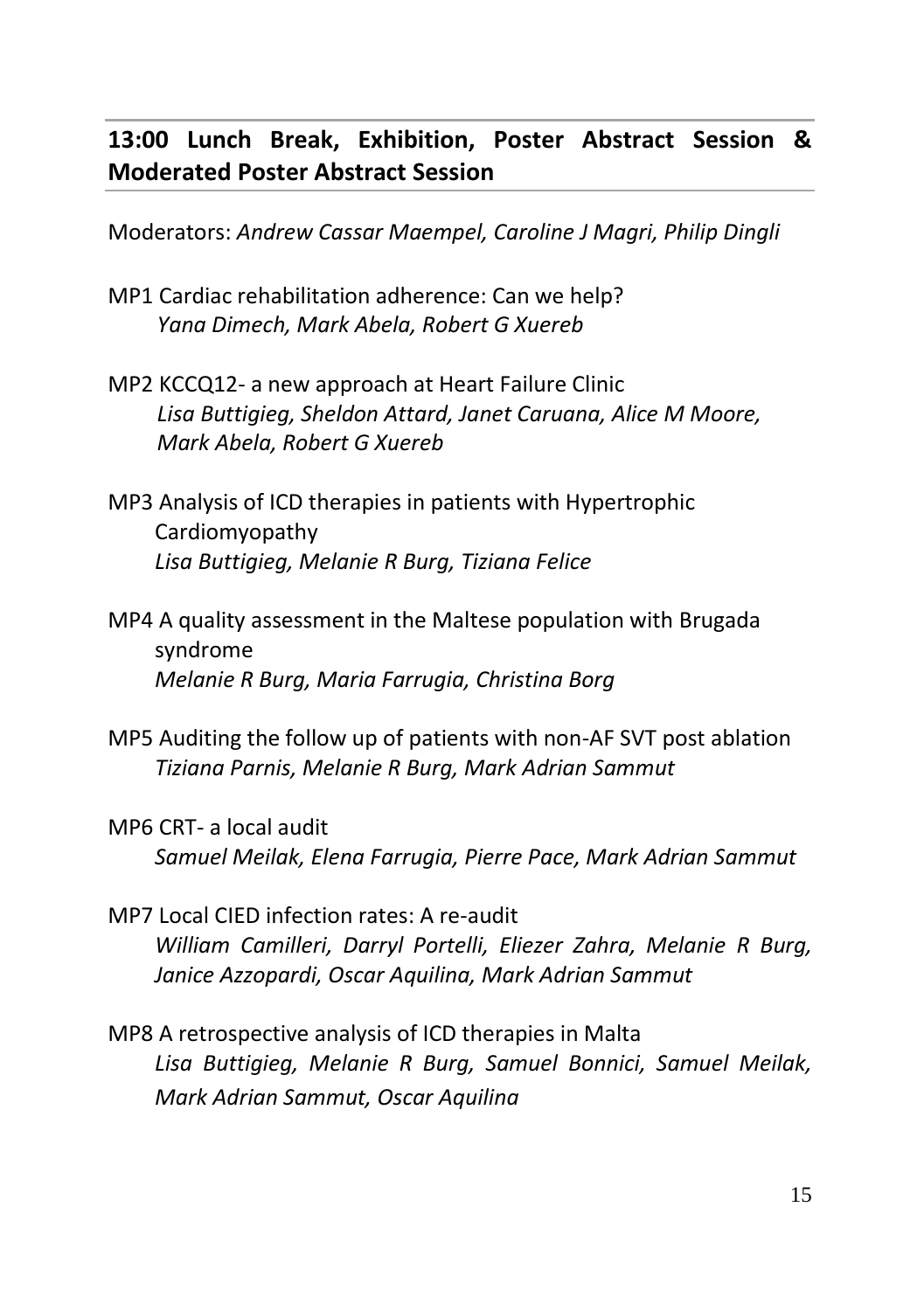## 13:00 Lunch Break, Exhibition, Poster Abstract Session & Moderated Poster Abstract Session

Moderators: *Andrew Cassar Maempel, Caroline J Magri, Philip Dingli*

MP1 Cardiac rehabilitation adherence: Can we help?
*Yana Dimech, Mark Abela, Robert G Xuereb*

MP2 KCCQ12- a new approach at Heart Failure Clinic
*Lisa Buttigieg, Sheldon Attard, Janet Caruana, Alice M Moore, Mark Abela, Robert G Xuereb*

MP3 Analysis of ICD therapies in patients with Hypertrophic Cardiomyopathy
*Lisa Buttigieg, Melanie R Burg, Tiziana Felice*

MP4 A quality assessment in the Maltese population with Brugada syndrome
*Melanie R Burg, Maria Farrugia, Christina Borg*

MP5 Auditing the follow up of patients with non-AF SVT post ablation
*Tiziana Parnis, Melanie R Burg, Mark Adrian Sammut*

MP6 CRT- a local audit
*Samuel Meilak, Elena Farrugia, Pierre Pace, Mark Adrian Sammut*

MP7 Local CIED infection rates: A re-audit
*William Camilleri, Darryl Portelli, Eliezer Zahra, Melanie R Burg, Janice Azzopardi, Oscar Aquilina, Mark Adrian Sammut*

MP8 A retrospective analysis of ICD therapies in Malta
*Lisa Buttigieg, Melanie R Burg, Samuel Bonnici, Samuel Meilak, Mark Adrian Sammut, Oscar Aquilina*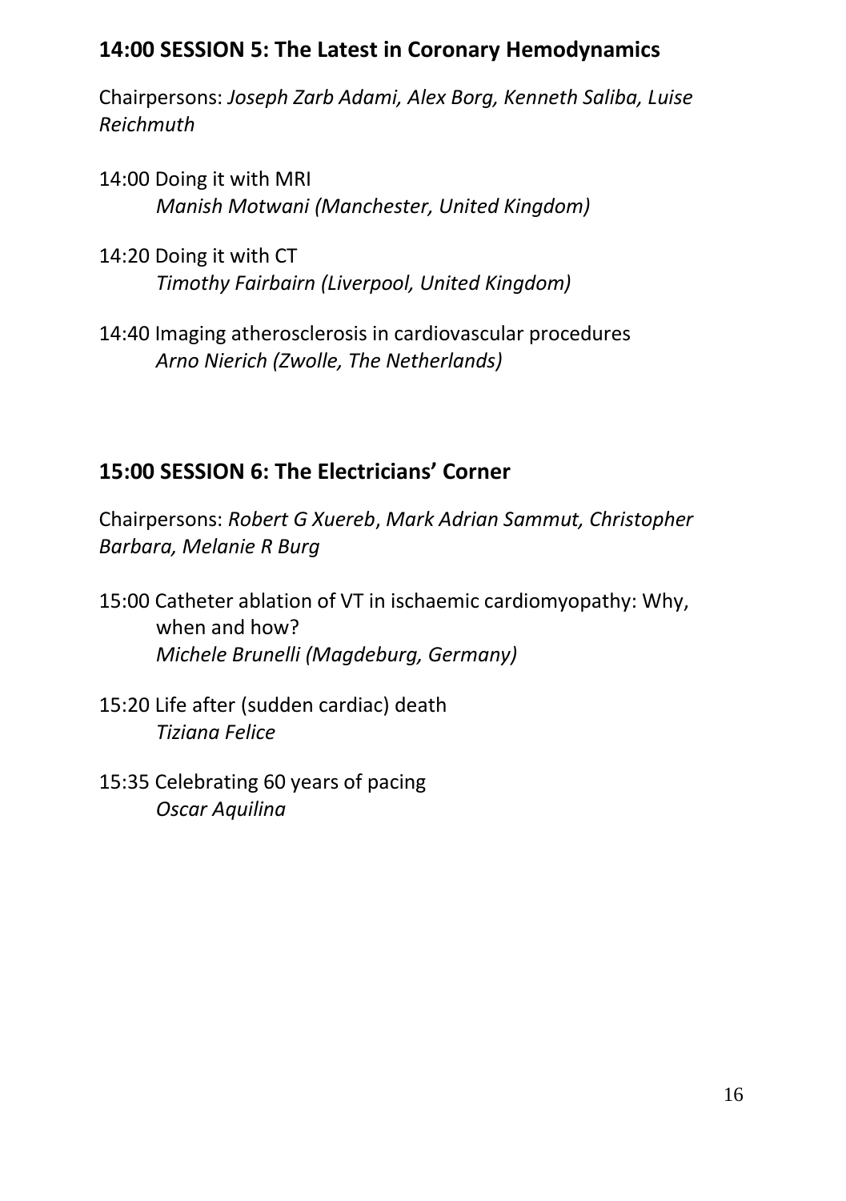## 14:00 SESSION 5: The Latest in Coronary Hemodynamics

Chairpersons: *Joseph Zarb Adami, Alex Borg, Kenneth Saliba, Luise Reichmuth*

14:00 Doing it with MRI
*Manish Motwani (Manchester, United Kingdom)*

14:20 Doing it with CT
*Timothy Fairbairn (Liverpool, United Kingdom)*

14:40 Imaging atherosclerosis in cardiovascular procedures
*Arno Nierich (Zwolle, The Netherlands)*

## 15:00 SESSION 6: The Electricians' Corner

Chairpersons: *Robert G Xuereb*, *Mark Adrian Sammut, Christopher Barbara, Melanie R Burg*

15:00 Catheter ablation of VT in ischaemic cardiomyopathy: Why, when and how?
*Michele Brunelli (Magdeburg, Germany)*

15:20 Life after (sudden cardiac) death
*Tiziana Felice*

15:35 Celebrating 60 years of pacing
*Oscar Aquilina*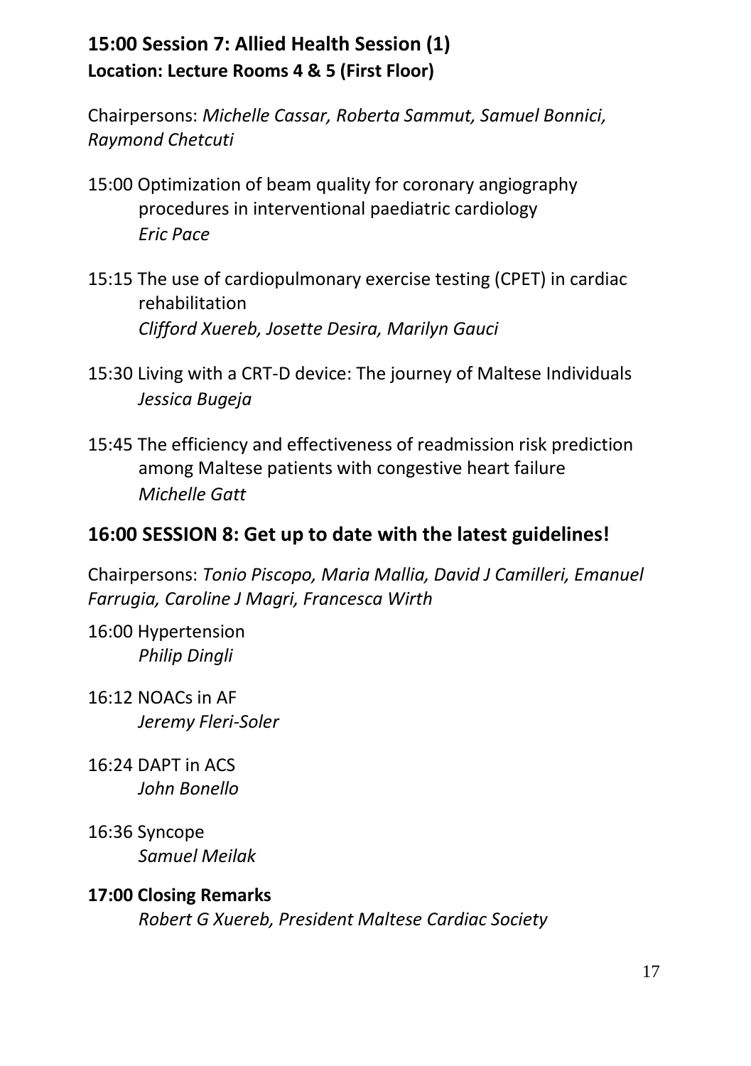## 15:00 Session 7: Allied Health Session (1)

**Location: Lecture Rooms 4 & 5 (First Floor)**

Chairpersons: *Michelle Cassar, Roberta Sammut, Samuel Bonnici, Raymond Chetcuti*

15:00 Optimization of beam quality for coronary angiography procedures in interventional paediatric cardiology
*Eric Pace*

15:15 The use of cardiopulmonary exercise testing (CPET) in cardiac rehabilitation
*Clifford Xuereb, Josette Desira, Marilyn Gauci*

15:30 Living with a CRT-D device: The journey of Maltese Individuals
*Jessica Bugeja*

15:45 The efficiency and effectiveness of readmission risk prediction among Maltese patients with congestive heart failure
*Michelle Gatt*

## 16:00 SESSION 8: Get up to date with the latest guidelines!

Chairpersons: *Tonio Piscopo, Maria Mallia, David J Camilleri, Emanuel Farrugia, Caroline J Magri, Francesca Wirth*

16:00 Hypertension
*Philip Dingli*

16:12 NOACs in AF
*Jeremy Fleri-Soler*

16:24 DAPT in ACS
*John Bonello*

16:36 Syncope
*Samuel Meilak*

**17:00 Closing Remarks**
*Robert G Xuereb, President Maltese Cardiac Society*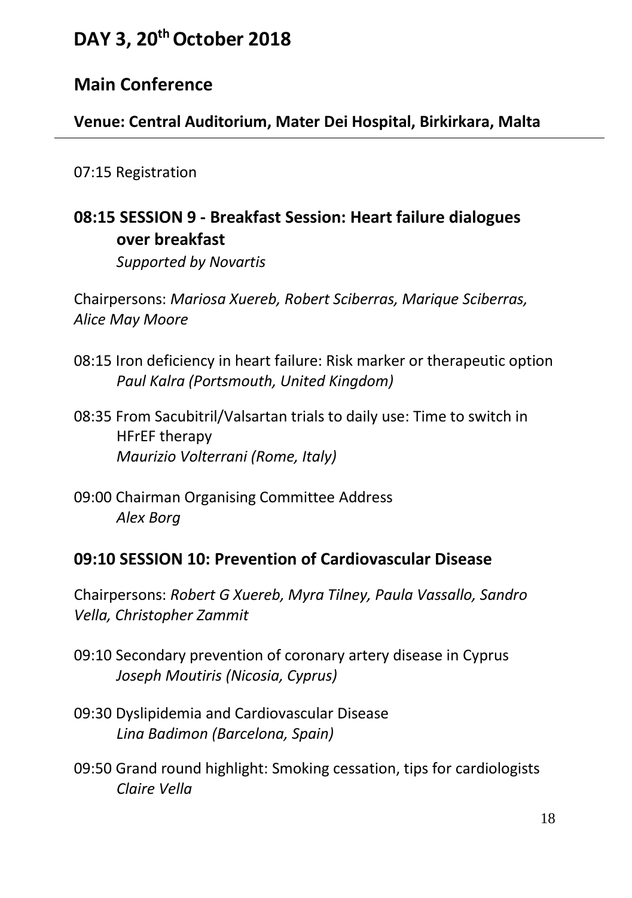# DAY 3, 20th October 2018

## Main Conference

### Venue: Central Auditorium, Mater Dei Hospital, Birkirkara, Malta

---

07:15 Registration

### 08:15 SESSION 9 - Breakfast Session: Heart failure dialogues over breakfast

*Supported by Novartis*

Chairpersons: *Mariosa Xuereb, Robert Sciberras, Marique Sciberras, Alice May Moore*

08:15 Iron deficiency in heart failure: Risk marker or therapeutic option
*Paul Kalra (Portsmouth, United Kingdom)*

08:35 From Sacubitril/Valsartan trials to daily use: Time to switch in HFrEF therapy
*Maurizio Volterrani (Rome, Italy)*

09:00 Chairman Organising Committee Address
*Alex Borg*

### 09:10 SESSION 10: Prevention of Cardiovascular Disease

Chairpersons: *Robert G Xuereb, Myra Tilney, Paula Vassallo, Sandro Vella, Christopher Zammit*

09:10 Secondary prevention of coronary artery disease in Cyprus
*Joseph Moutiris (Nicosia, Cyprus)*

09:30 Dyslipidemia and Cardiovascular Disease
*Lina Badimon (Barcelona, Spain)*

09:50 Grand round highlight: Smoking cessation, tips for cardiologists
*Claire Vella*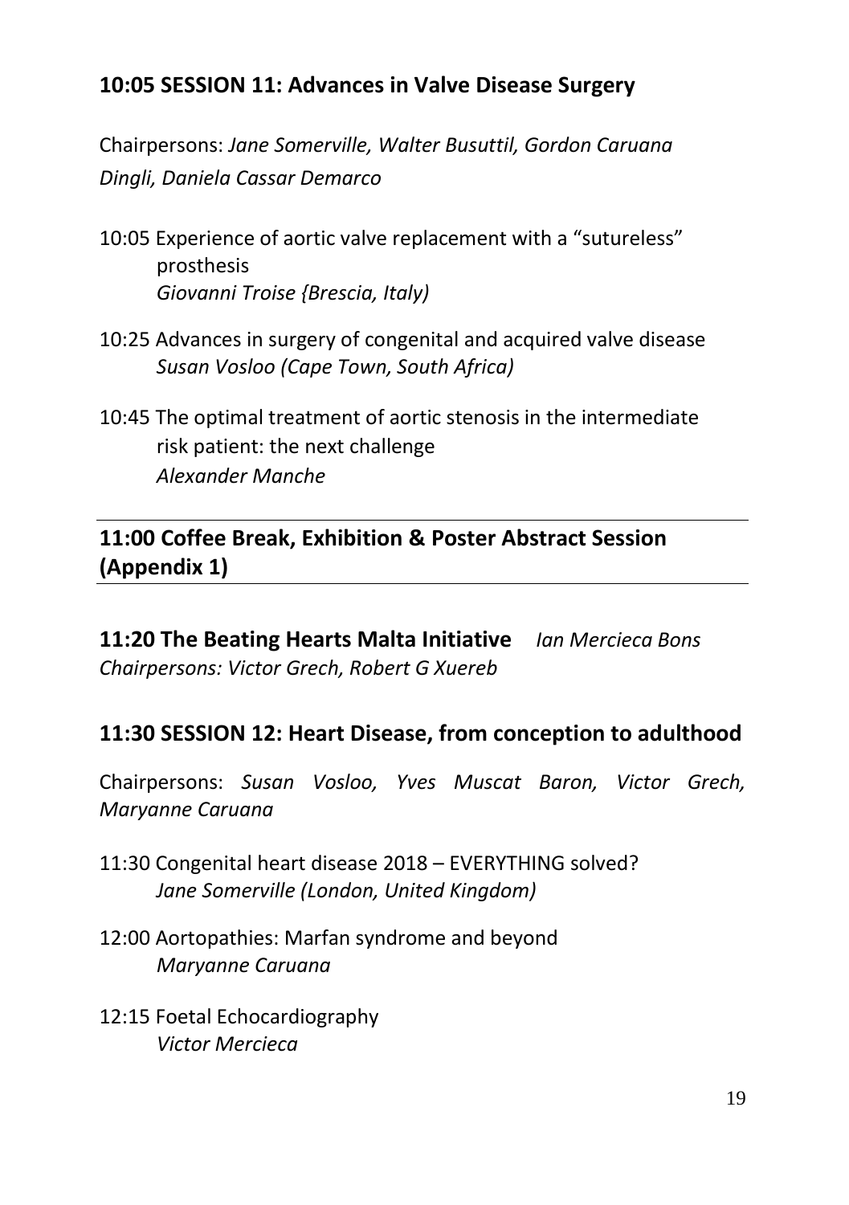## 10:05 SESSION 11: Advances in Valve Disease Surgery

Chairpersons: *Jane Somerville, Walter Busuttil, Gordon Caruana Dingli, Daniela Cassar Demarco*

10:05 Experience of aortic valve replacement with a "sutureless" prosthesis
*Giovanni Troise {Brescia, Italy)*

10:25 Advances in surgery of congenital and acquired valve disease
*Susan Vosloo (Cape Town, South Africa)*

10:45 The optimal treatment of aortic stenosis in the intermediate risk patient: the next challenge
*Alexander Manche*

---

## 11:00 Coffee Break, Exhibition & Poster Abstract Session (Appendix 1)

---

**11:20 The Beating Hearts Malta Initiative** *Ian Mercieca Bons*
*Chairpersons: Victor Grech, Robert G Xuereb*

## 11:30 SESSION 12: Heart Disease, from conception to adulthood

Chairpersons: *Susan Vosloo, Yves Muscat Baron, Victor Grech, Maryanne Caruana*

11:30 Congenital heart disease 2018 – EVERYTHING solved?
*Jane Somerville (London, United Kingdom)*

12:00 Aortopathies: Marfan syndrome and beyond
*Maryanne Caruana*

12:15 Foetal Echocardiography
*Victor Mercieca*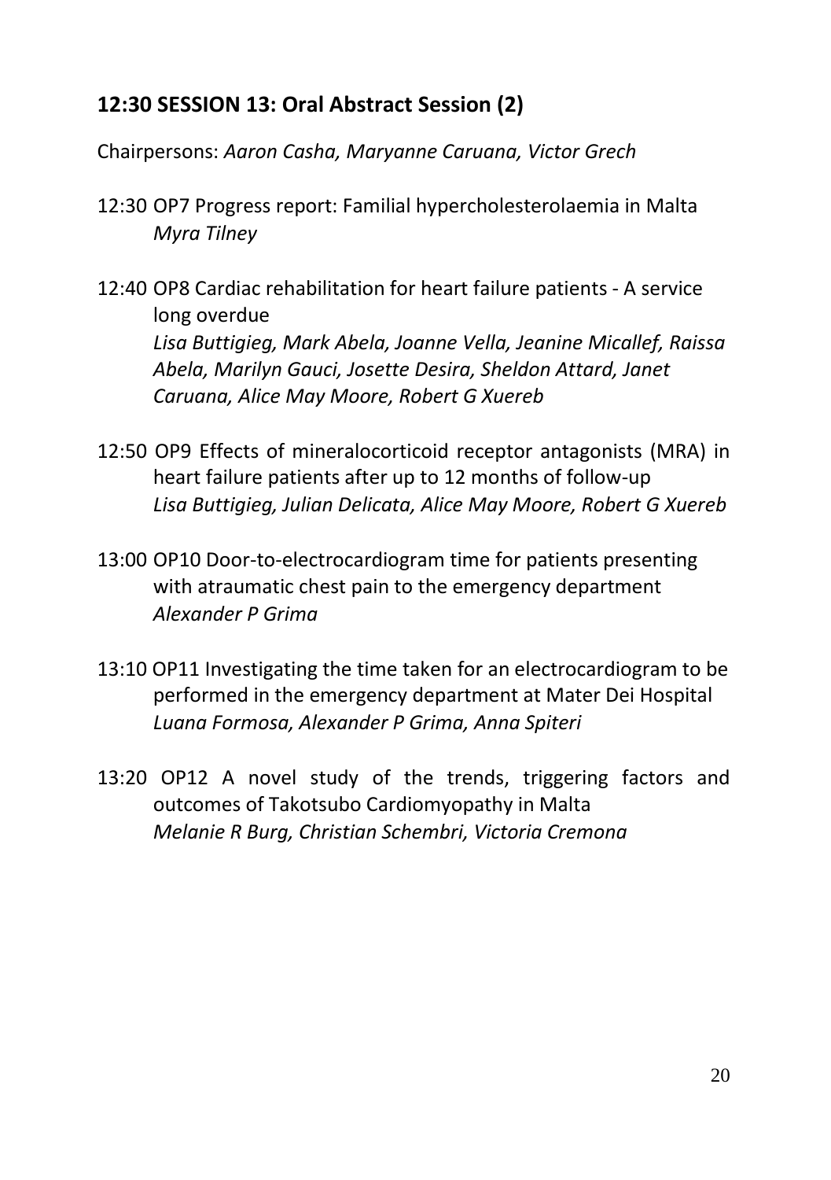## 12:30 SESSION 13: Oral Abstract Session (2)

Chairpersons: *Aaron Casha, Maryanne Caruana, Victor Grech*

12:30 OP7 Progress report: Familial hypercholesterolaemia in Malta
*Myra Tilney*

12:40 OP8 Cardiac rehabilitation for heart failure patients - A service long overdue
*Lisa Buttigieg, Mark Abela, Joanne Vella, Jeanine Micallef, Raissa Abela, Marilyn Gauci, Josette Desira, Sheldon Attard, Janet Caruana, Alice May Moore, Robert G Xuereb*

12:50 OP9 Effects of mineralocorticoid receptor antagonists (MRA) in heart failure patients after up to 12 months of follow-up
*Lisa Buttigieg, Julian Delicata, Alice May Moore, Robert G Xuereb*

13:00 OP10 Door-to-electrocardiogram time for patients presenting with atraumatic chest pain to the emergency department
*Alexander P Grima*

13:10 OP11 Investigating the time taken for an electrocardiogram to be performed in the emergency department at Mater Dei Hospital
*Luana Formosa, Alexander P Grima, Anna Spiteri*

13:20 OP12 A novel study of the trends, triggering factors and outcomes of Takotsubo Cardiomyopathy in Malta
*Melanie R Burg, Christian Schembri, Victoria Cremona*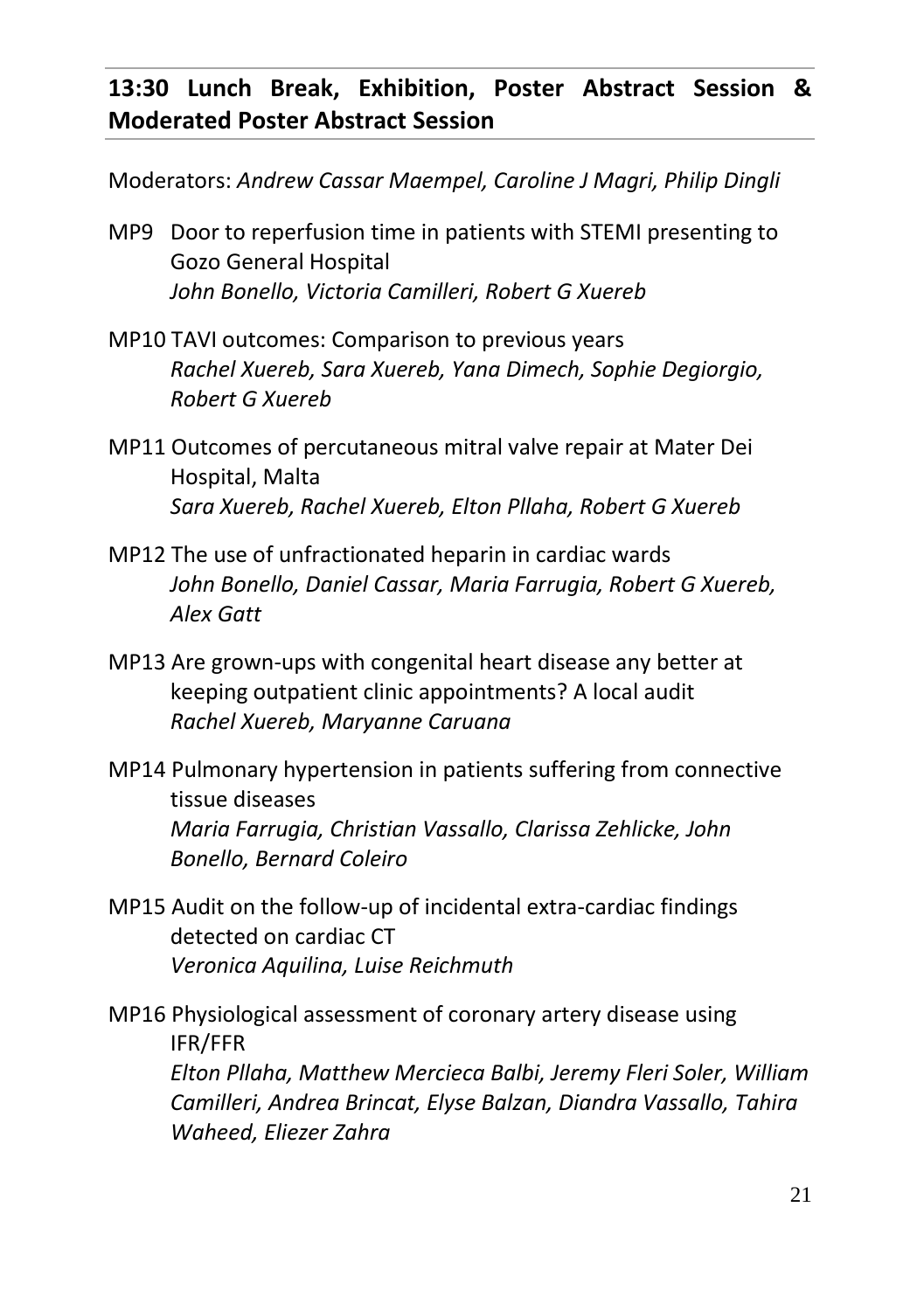## 13:30 Lunch Break, Exhibition, Poster Abstract Session & Moderated Poster Abstract Session

Moderators: *Andrew Cassar Maempel, Caroline J Magri, Philip Dingli*

MP9 Door to reperfusion time in patients with STEMI presenting to Gozo General Hospital
*John Bonello, Victoria Camilleri, Robert G Xuereb*

MP10 TAVI outcomes: Comparison to previous years
*Rachel Xuereb, Sara Xuereb, Yana Dimech, Sophie Degiorgio, Robert G Xuereb*

MP11 Outcomes of percutaneous mitral valve repair at Mater Dei Hospital, Malta
*Sara Xuereb, Rachel Xuereb, Elton Pllaha, Robert G Xuereb*

MP12 The use of unfractionated heparin in cardiac wards
*John Bonello, Daniel Cassar, Maria Farrugia, Robert G Xuereb, Alex Gatt*

MP13 Are grown-ups with congenital heart disease any better at keeping outpatient clinic appointments? A local audit
*Rachel Xuereb, Maryanne Caruana*

MP14 Pulmonary hypertension in patients suffering from connective tissue diseases
*Maria Farrugia, Christian Vassallo, Clarissa Zehlicke, John Bonello, Bernard Coleiro*

MP15 Audit on the follow-up of incidental extra-cardiac findings detected on cardiac CT
*Veronica Aquilina, Luise Reichmuth*

MP16 Physiological assessment of coronary artery disease using IFR/FFR
*Elton Pllaha, Matthew Mercieca Balbi, Jeremy Fleri Soler, William Camilleri, Andrea Brincat, Elyse Balzan, Diandra Vassallo, Tahira Waheed, Eliezer Zahra*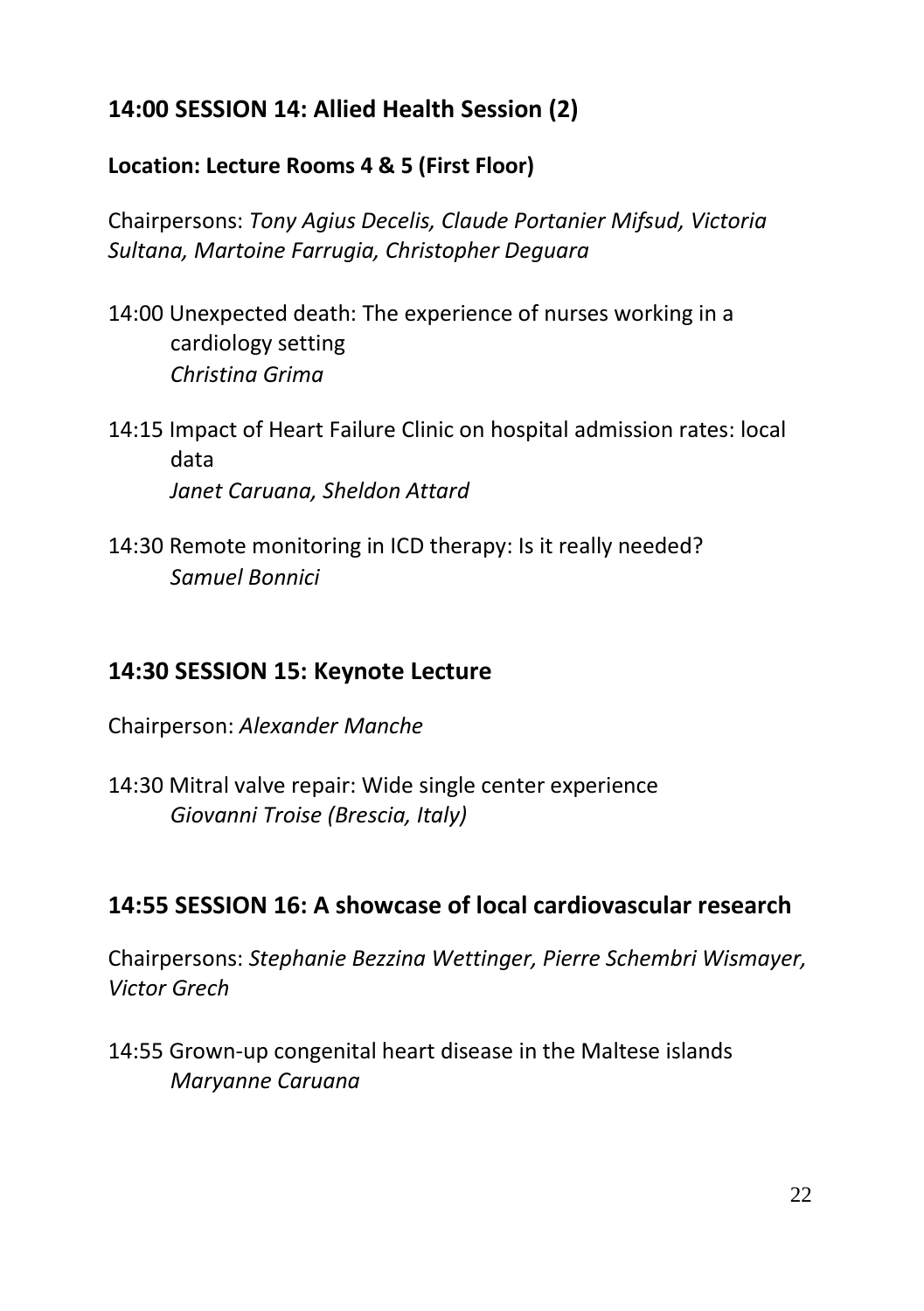## 14:00 SESSION 14: Allied Health Session (2)

**Location: Lecture Rooms 4 & 5 (First Floor)**

Chairpersons: *Tony Agius Decelis, Claude Portanier Mifsud, Victoria Sultana, Martoine Farrugia, Christopher Deguara*

14:00 Unexpected death: The experience of nurses working in a cardiology setting
*Christina Grima*

14:15 Impact of Heart Failure Clinic on hospital admission rates: local data
*Janet Caruana, Sheldon Attard*

14:30 Remote monitoring in ICD therapy: Is it really needed?
*Samuel Bonnici*

## 14:30 SESSION 15: Keynote Lecture

Chairperson: *Alexander Manche*

14:30 Mitral valve repair: Wide single center experience
*Giovanni Troise (Brescia, Italy)*

## 14:55 SESSION 16: A showcase of local cardiovascular research

Chairpersons: *Stephanie Bezzina Wettinger, Pierre Schembri Wismayer, Victor Grech*

14:55 Grown-up congenital heart disease in the Maltese islands
*Maryanne Caruana*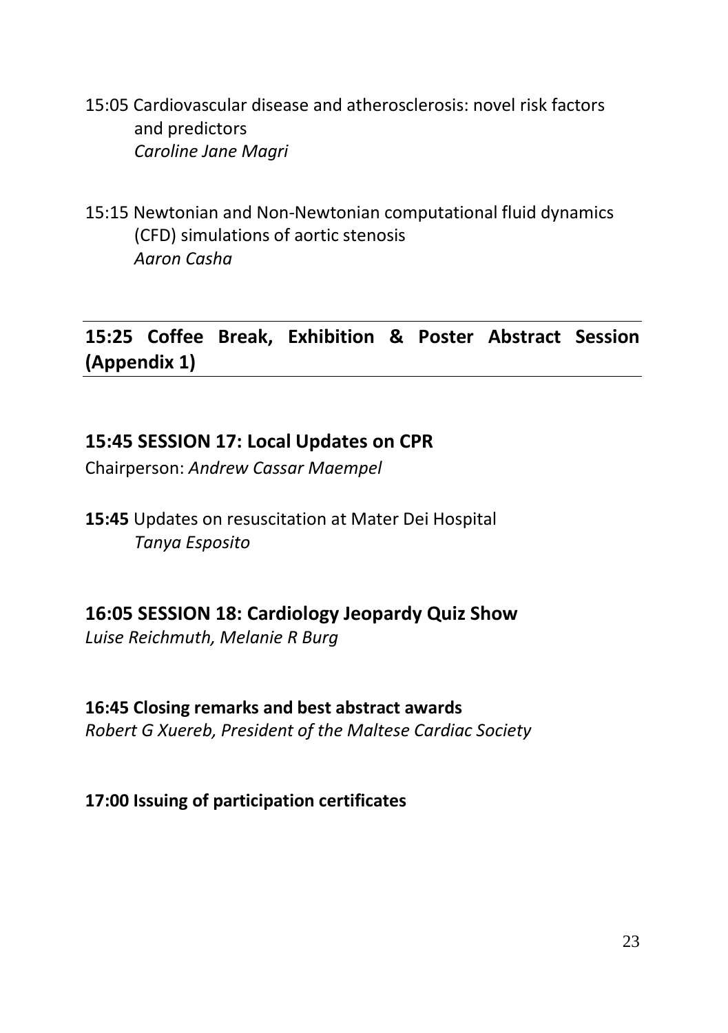15:05 Cardiovascular disease and atherosclerosis: novel risk factors and predictors
*Caroline Jane Magri*

15:15 Newtonian and Non-Newtonian computational fluid dynamics (CFD) simulations of aortic stenosis
*Aaron Casha*

---

**15:25 Coffee Break, Exhibition & Poster Abstract Session (Appendix 1)**

---

## 15:45 SESSION 17: Local Updates on CPR

Chairperson: *Andrew Cassar Maempel*

**15:45** Updates on resuscitation at Mater Dei Hospital
*Tanya Esposito*

## 16:05 SESSION 18: Cardiology Jeopardy Quiz Show

*Luise Reichmuth, Melanie R Burg*

**16:45 Closing remarks and best abstract awards**
*Robert G Xuereb, President of the Maltese Cardiac Society*

**17:00 Issuing of participation certificates**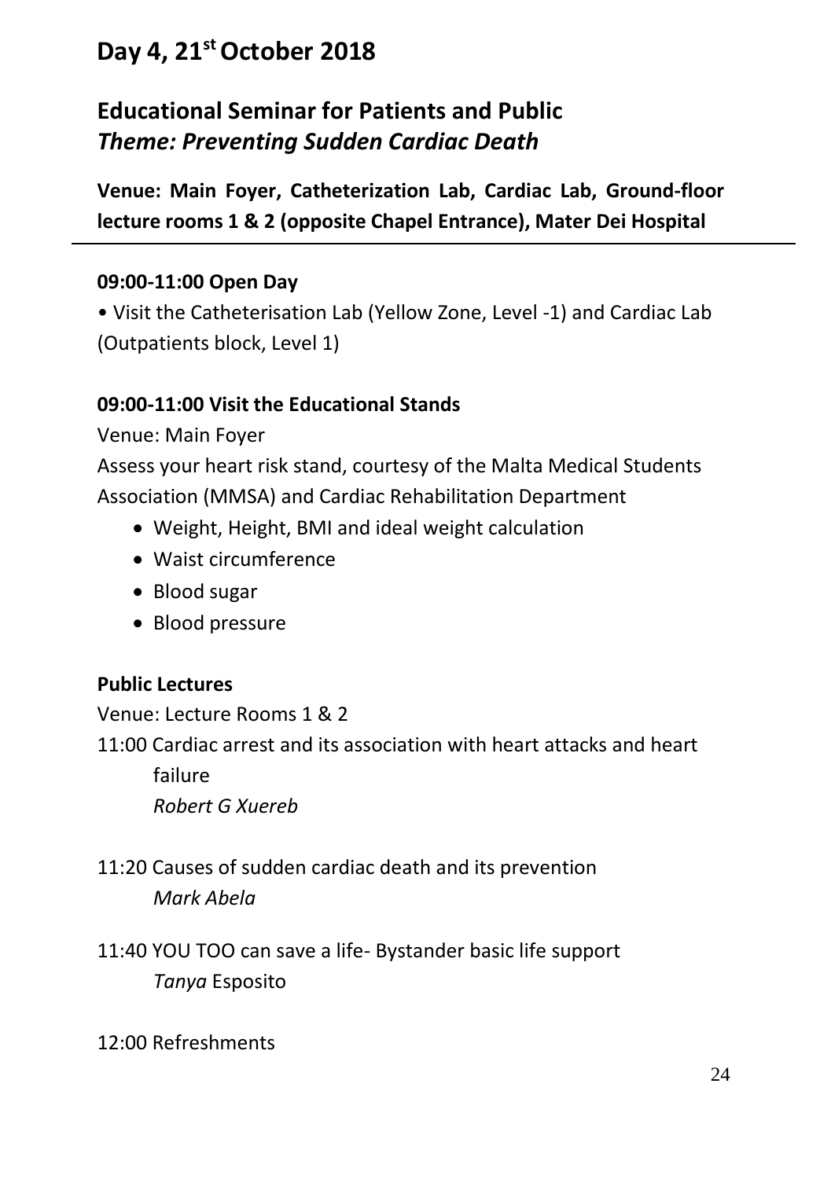# Day 4, 21st October 2018

## Educational Seminar for Patients and Public
## *Theme: Preventing Sudden Cardiac Death*

**Venue: Main Foyer, Catheterization Lab, Cardiac Lab, Ground-floor lecture rooms 1 & 2 (opposite Chapel Entrance), Mater Dei Hospital**

---

**09:00-11:00 Open Day**

• Visit the Catheterisation Lab (Yellow Zone, Level -1) and Cardiac Lab (Outpatients block, Level 1)

**09:00-11:00 Visit the Educational Stands**

Venue: Main Foyer

Assess your heart risk stand, courtesy of the Malta Medical Students Association (MMSA) and Cardiac Rehabilitation Department

- Weight, Height, BMI and ideal weight calculation
- Waist circumference
- Blood sugar
- Blood pressure

**Public Lectures**

Venue: Lecture Rooms 1 & 2

11:00 Cardiac arrest and its association with heart attacks and heart failure
*Robert G Xuereb*

11:20 Causes of sudden cardiac death and its prevention
*Mark Abela*

11:40 YOU TOO can save a life- Bystander basic life support
*Tanya* Esposito

12:00 Refreshments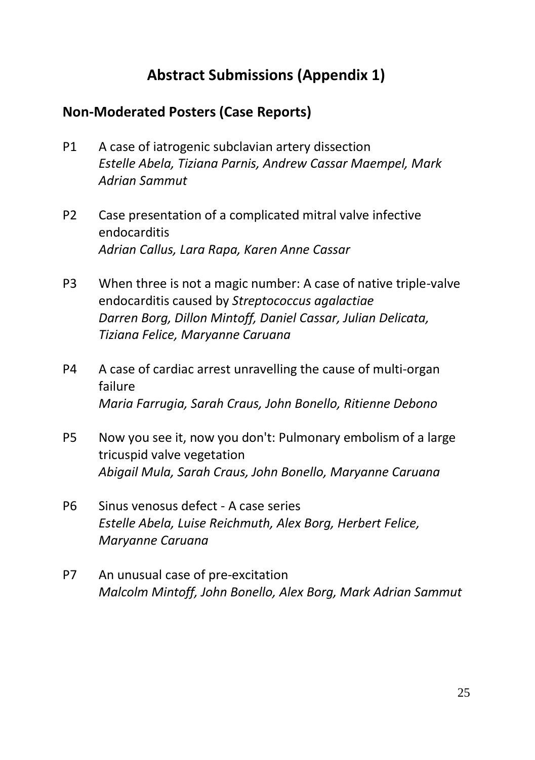# Abstract Submissions (Appendix 1)

## Non-Moderated Posters (Case Reports)

P1 A case of iatrogenic subclavian artery dissection
*Estelle Abela, Tiziana Parnis, Andrew Cassar Maempel, Mark Adrian Sammut*

P2 Case presentation of a complicated mitral valve infective endocarditis
*Adrian Callus, Lara Rapa, Karen Anne Cassar*

P3 When three is not a magic number: A case of native triple-valve endocarditis caused by *Streptococcus agalactiae*
*Darren Borg, Dillon Mintoff, Daniel Cassar, Julian Delicata, Tiziana Felice, Maryanne Caruana*

P4 A case of cardiac arrest unravelling the cause of multi-organ failure
*Maria Farrugia, Sarah Craus, John Bonello, Ritienne Debono*

P5 Now you see it, now you don't: Pulmonary embolism of a large tricuspid valve vegetation
*Abigail Mula, Sarah Craus, John Bonello, Maryanne Caruana*

P6 Sinus venosus defect - A case series
*Estelle Abela, Luise Reichmuth, Alex Borg, Herbert Felice, Maryanne Caruana*

P7 An unusual case of pre-excitation
*Malcolm Mintoff, John Bonello, Alex Borg, Mark Adrian Sammut*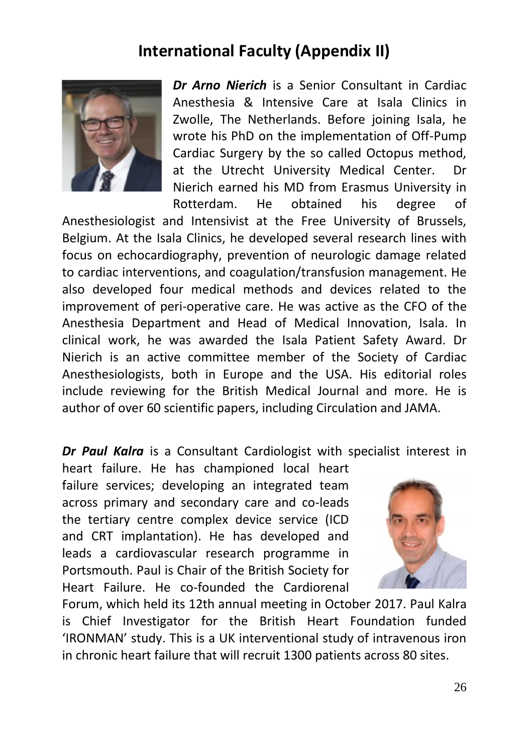## International Faculty (Appendix II)

***Dr Arno Nierich*** is a Senior Consultant in Cardiac Anesthesia & Intensive Care at Isala Clinics in Zwolle, The Netherlands. Before joining Isala, he wrote his PhD on the implementation of Off-Pump Cardiac Surgery by the so called Octopus method, at the Utrecht University Medical Center. Dr Nierich earned his MD from Erasmus University in Rotterdam. He obtained his degree of Anesthesiologist and Intensivist at the Free University of Brussels, Belgium. At the Isala Clinics, he developed several research lines with focus on echocardiography, prevention of neurologic damage related to cardiac interventions, and coagulation/transfusion management. He also developed four medical methods and devices related to the improvement of peri-operative care. He was active as the CFO of the Anesthesia Department and Head of Medical Innovation, Isala. In clinical work, he was awarded the Isala Patient Safety Award. Dr Nierich is an active committee member of the Society of Cardiac Anesthesiologists, both in Europe and the USA. His editorial roles include reviewing for the British Medical Journal and more. He is author of over 60 scientific papers, including Circulation and JAMA.

***Dr Paul Kalra*** is a Consultant Cardiologist with specialist interest in heart failure. He has championed local heart failure services; developing an integrated team across primary and secondary care and co-leads the tertiary centre complex device service (ICD and CRT implantation). He has developed and leads a cardiovascular research programme in Portsmouth. Paul is Chair of the British Society for Heart Failure. He co-founded the Cardiorenal Forum, which held its 12th annual meeting in October 2017. Paul Kalra is Chief Investigator for the British Heart Foundation funded 'IRONMAN' study. This is a UK interventional study of intravenous iron in chronic heart failure that will recruit 1300 patients across 80 sites.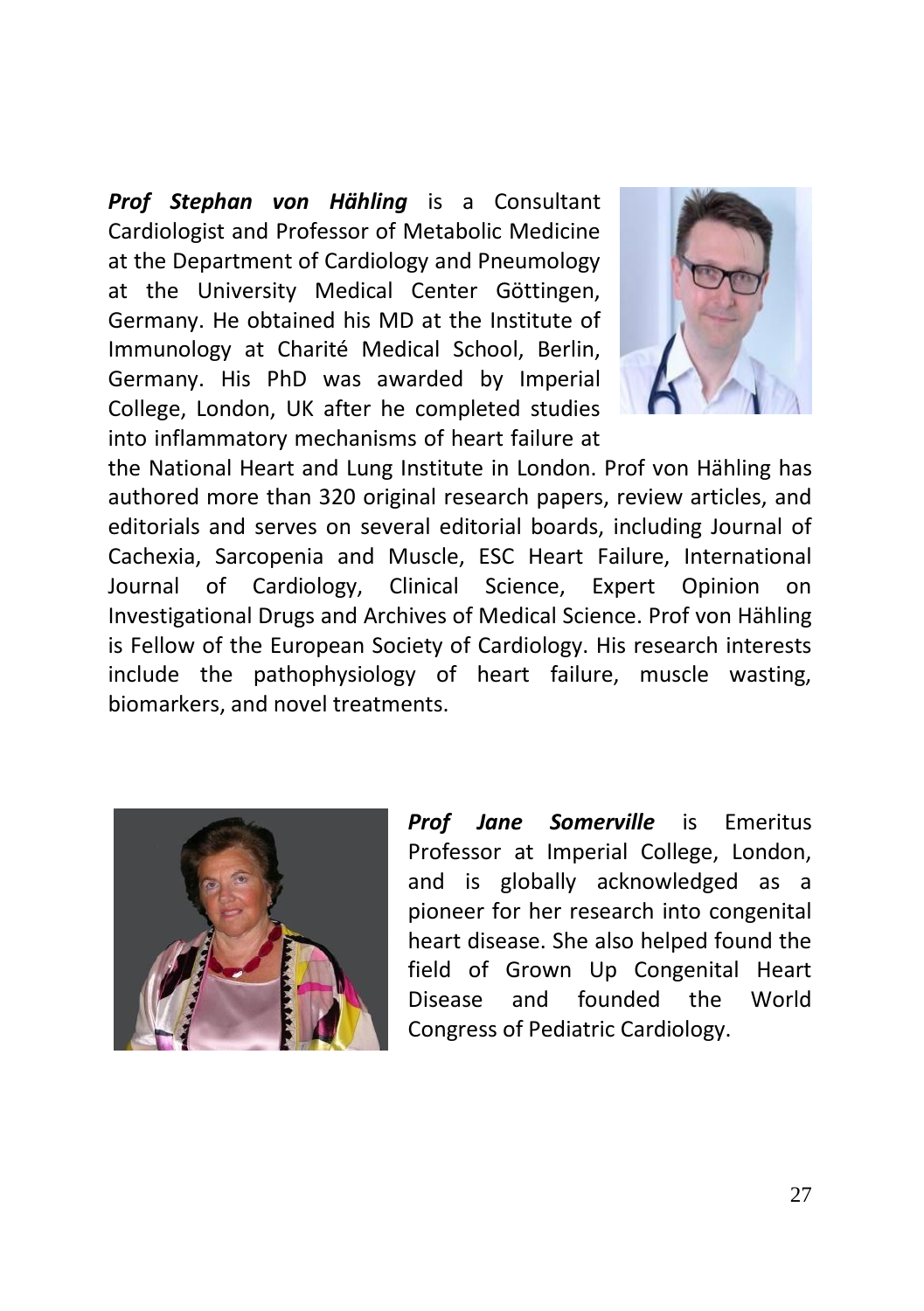***Prof Stephan von Hähling*** is a Consultant Cardiologist and Professor of Metabolic Medicine at the Department of Cardiology and Pneumology at the University Medical Center Göttingen, Germany. He obtained his MD at the Institute of Immunology at Charité Medical School, Berlin, Germany. His PhD was awarded by Imperial College, London, UK after he completed studies into inflammatory mechanisms of heart failure at the National Heart and Lung Institute in London. Prof von Hähling has authored more than 320 original research papers, review articles, and editorials and serves on several editorial boards, including Journal of Cachexia, Sarcopenia and Muscle, ESC Heart Failure, International Journal of Cardiology, Clinical Science, Expert Opinion on Investigational Drugs and Archives of Medical Science. Prof von Hähling is Fellow of the European Society of Cardiology. His research interests include the pathophysiology of heart failure, muscle wasting, biomarkers, and novel treatments.

***Prof Jane Somerville*** is Emeritus Professor at Imperial College, London, and is globally acknowledged as a pioneer for her research into congenital heart disease. She also helped found the field of Grown Up Congenital Heart Disease and founded the World Congress of Pediatric Cardiology.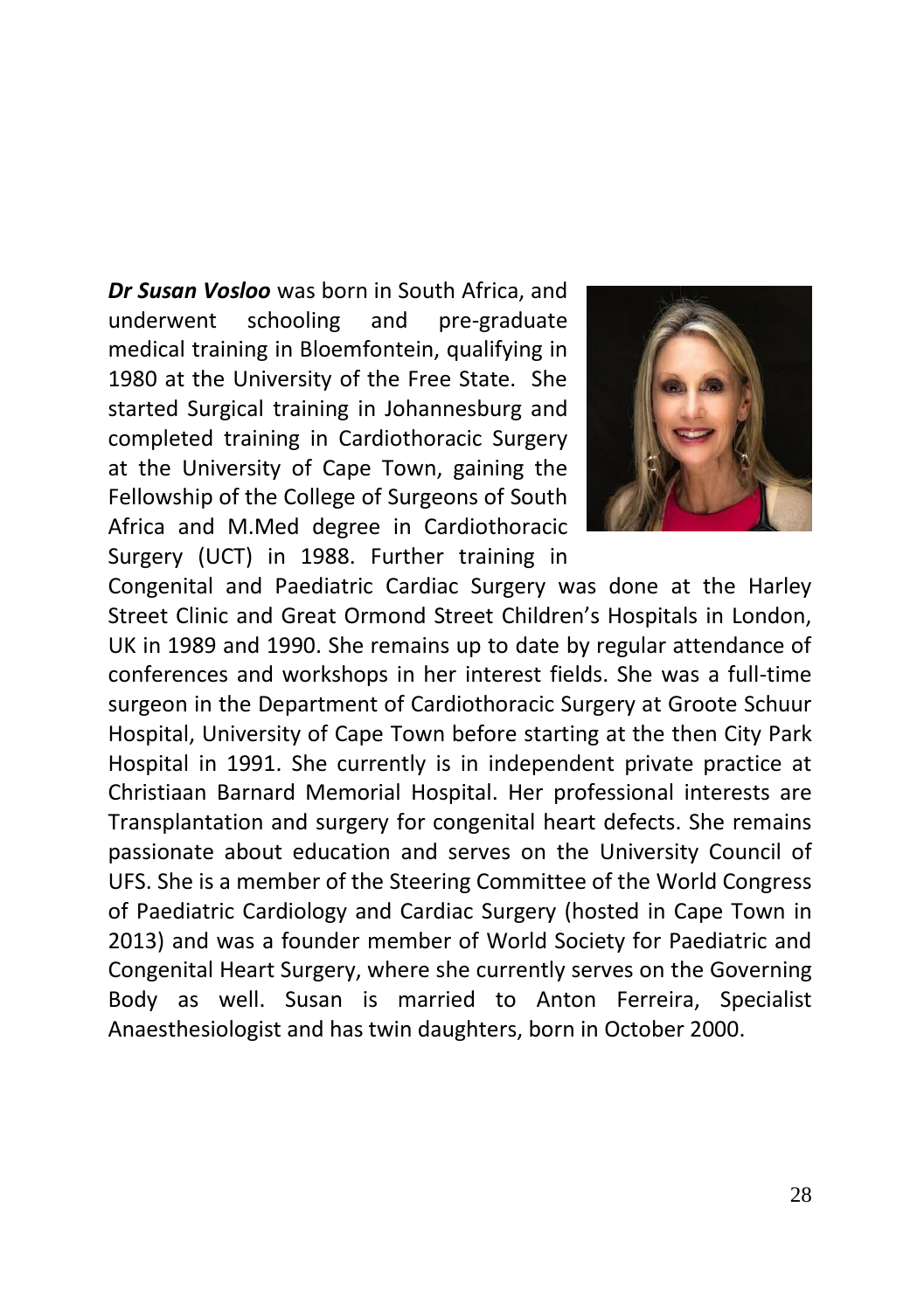***Dr Susan Vosloo*** was born in South Africa, and underwent schooling and pre-graduate medical training in Bloemfontein, qualifying in 1980 at the University of the Free State. She started Surgical training in Johannesburg and completed training in Cardiothoracic Surgery at the University of Cape Town, gaining the Fellowship of the College of Surgeons of South Africa and M.Med degree in Cardiothoracic Surgery (UCT) in 1988. Further training in Congenital and Paediatric Cardiac Surgery was done at the Harley Street Clinic and Great Ormond Street Children's Hospitals in London, UK in 1989 and 1990. She remains up to date by regular attendance of conferences and workshops in her interest fields. She was a full-time surgeon in the Department of Cardiothoracic Surgery at Groote Schuur Hospital, University of Cape Town before starting at the then City Park Hospital in 1991. She currently is in independent private practice at Christiaan Barnard Memorial Hospital. Her professional interests are Transplantation and surgery for congenital heart defects. She remains passionate about education and serves on the University Council of UFS. She is a member of the Steering Committee of the World Congress of Paediatric Cardiology and Cardiac Surgery (hosted in Cape Town in 2013) and was a founder member of World Society for Paediatric and Congenital Heart Surgery, where she currently serves on the Governing Body as well. Susan is married to Anton Ferreira, Specialist Anaesthesiologist and has twin daughters, born in October 2000.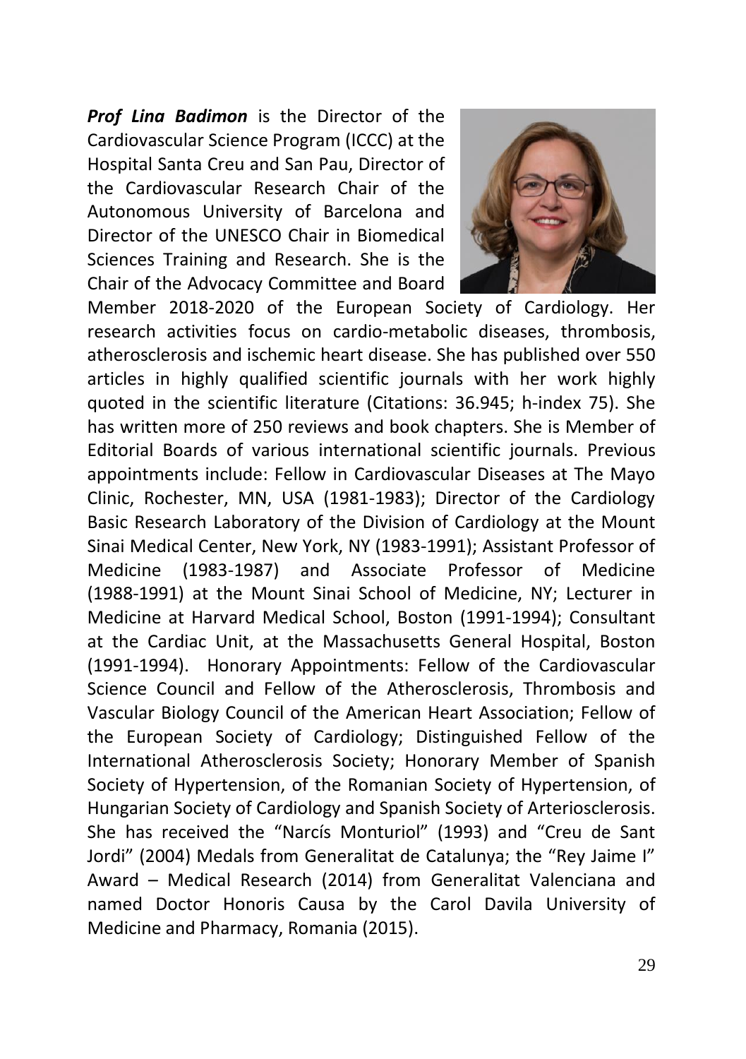***Prof Lina Badimon*** is the Director of the Cardiovascular Science Program (ICCC) at the Hospital Santa Creu and San Pau, Director of the Cardiovascular Research Chair of the Autonomous University of Barcelona and Director of the UNESCO Chair in Biomedical Sciences Training and Research. She is the Chair of the Advocacy Committee and Board Member 2018-2020 of the European Society of Cardiology. Her research activities focus on cardio-metabolic diseases, thrombosis, atherosclerosis and ischemic heart disease. She has published over 550 articles in highly qualified scientific journals with her work highly quoted in the scientific literature (Citations: 36.945; h-index 75). She has written more of 250 reviews and book chapters. She is Member of Editorial Boards of various international scientific journals. Previous appointments include: Fellow in Cardiovascular Diseases at The Mayo Clinic, Rochester, MN, USA (1981-1983); Director of the Cardiology Basic Research Laboratory of the Division of Cardiology at the Mount Sinai Medical Center, New York, NY (1983-1991); Assistant Professor of Medicine (1983-1987) and Associate Professor of Medicine (1988-1991) at the Mount Sinai School of Medicine, NY; Lecturer in Medicine at Harvard Medical School, Boston (1991-1994); Consultant at the Cardiac Unit, at the Massachusetts General Hospital, Boston (1991-1994). Honorary Appointments: Fellow of the Cardiovascular Science Council and Fellow of the Atherosclerosis, Thrombosis and Vascular Biology Council of the American Heart Association; Fellow of the European Society of Cardiology; Distinguished Fellow of the International Atherosclerosis Society; Honorary Member of Spanish Society of Hypertension, of the Romanian Society of Hypertension, of Hungarian Society of Cardiology and Spanish Society of Arteriosclerosis. She has received the "Narcís Monturiol" (1993) and "Creu de Sant Jordi" (2004) Medals from Generalitat de Catalunya; the "Rey Jaime I" Award – Medical Research (2014) from Generalitat Valenciana and named Doctor Honoris Causa by the Carol Davila University of Medicine and Pharmacy, Romania (2015).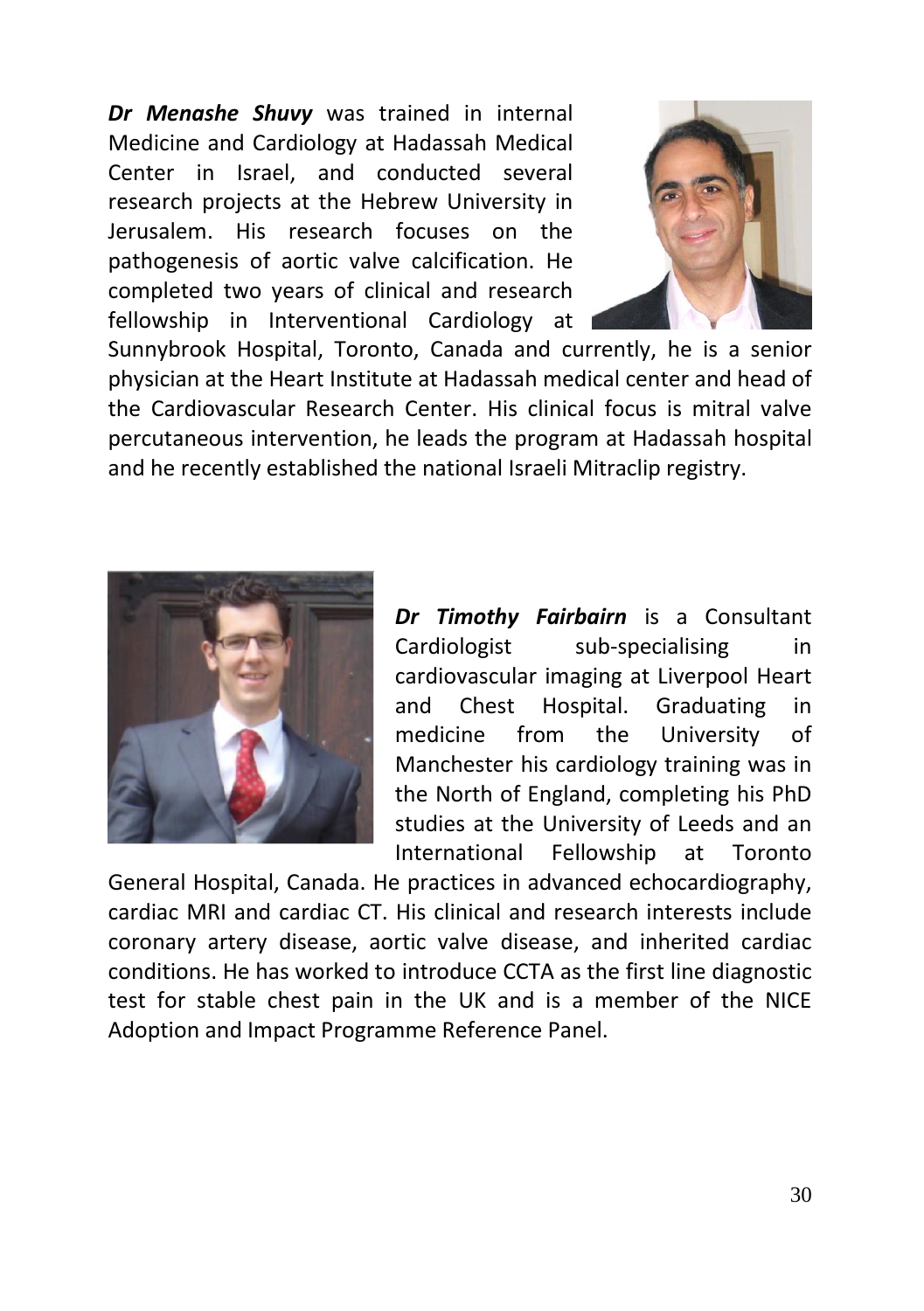***Dr Menashe Shuvy*** was trained in internal Medicine and Cardiology at Hadassah Medical Center in Israel, and conducted several research projects at the Hebrew University in Jerusalem. His research focuses on the pathogenesis of aortic valve calcification. He completed two years of clinical and research fellowship in Interventional Cardiology at Sunnybrook Hospital, Toronto, Canada and currently, he is a senior physician at the Heart Institute at Hadassah medical center and head of the Cardiovascular Research Center. His clinical focus is mitral valve percutaneous intervention, he leads the program at Hadassah hospital and he recently established the national Israeli Mitraclip registry.

***Dr Timothy Fairbairn*** is a Consultant Cardiologist sub-specialising in cardiovascular imaging at Liverpool Heart and Chest Hospital. Graduating in medicine from the University of Manchester his cardiology training was in the North of England, completing his PhD studies at the University of Leeds and an International Fellowship at Toronto General Hospital, Canada. He practices in advanced echocardiography, cardiac MRI and cardiac CT. His clinical and research interests include coronary artery disease, aortic valve disease, and inherited cardiac conditions. He has worked to introduce CCTA as the first line diagnostic test for stable chest pain in the UK and is a member of the NICE Adoption and Impact Programme Reference Panel.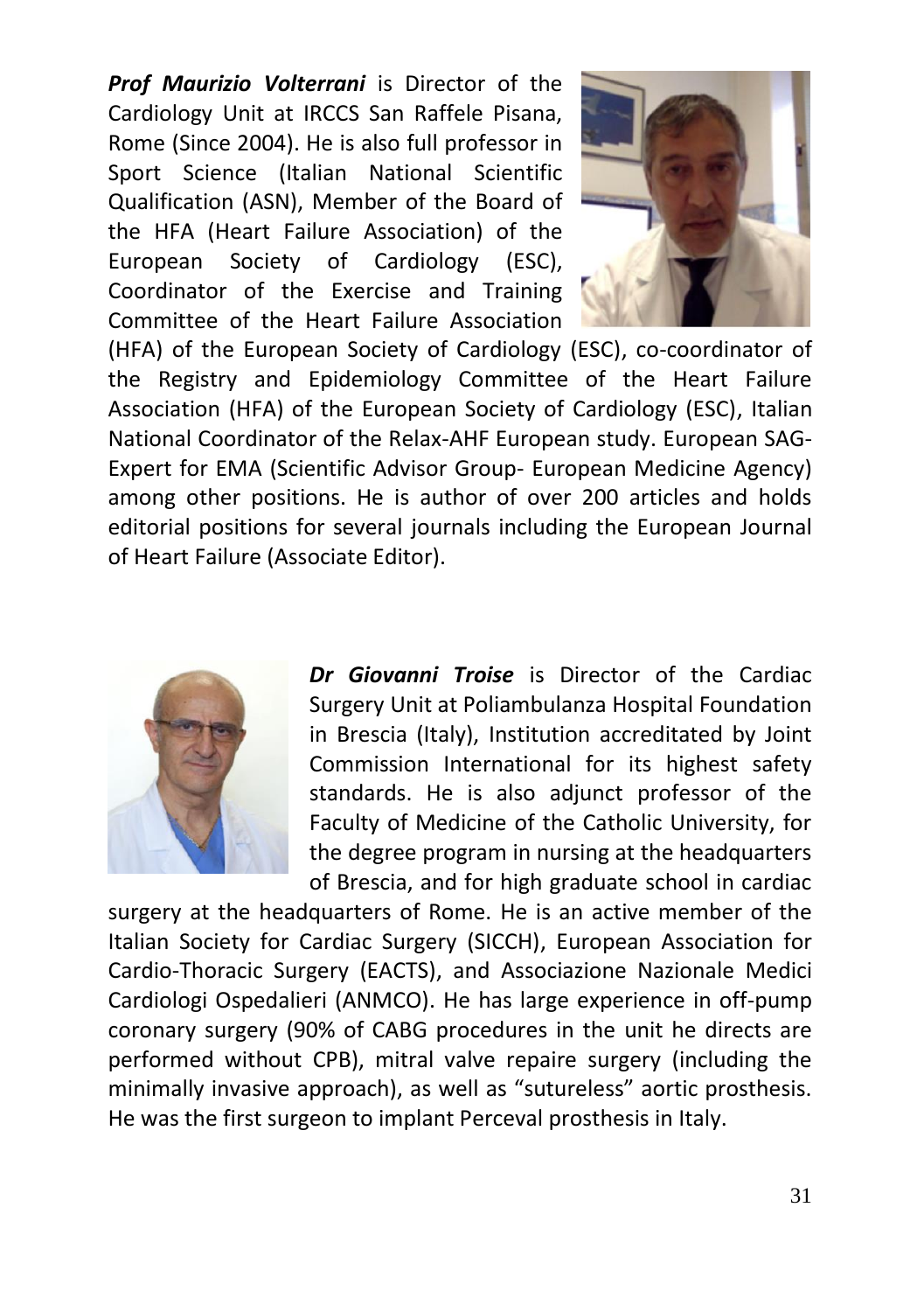***Prof Maurizio Volterrani*** is Director of the Cardiology Unit at IRCCS San Raffele Pisana, Rome (Since 2004). He is also full professor in Sport Science (Italian National Scientific Qualification (ASN), Member of the Board of the HFA (Heart Failure Association) of the European Society of Cardiology (ESC), Coordinator of the Exercise and Training Committee of the Heart Failure Association (HFA) of the European Society of Cardiology (ESC), co-coordinator of the Registry and Epidemiology Committee of the Heart Failure Association (HFA) of the European Society of Cardiology (ESC), Italian National Coordinator of the Relax-AHF European study. European SAG-Expert for EMA (Scientific Advisor Group- European Medicine Agency) among other positions. He is author of over 200 articles and holds editorial positions for several journals including the European Journal of Heart Failure (Associate Editor).

***Dr Giovanni Troise*** is Director of the Cardiac Surgery Unit at Poliambulanza Hospital Foundation in Brescia (Italy), Institution accredited by Joint Commission International for its highest safety standards. He is also adjunct professor of the Faculty of Medicine of the Catholic University, for the degree program in nursing at the headquarters of Brescia, and for high graduate school in cardiac surgery at the headquarters of Rome. He is an active member of the Italian Society for Cardiac Surgery (SICCH), European Association for Cardio-Thoracic Surgery (EACTS), and Associazione Nazionale Medici Cardiologi Ospedalieri (ANMCO). He has large experience in off-pump coronary surgery (90% of CABG procedures in the unit he directs are performed without CPB), mitral valve repaire surgery (including the minimally invasive approach), as well as "sutureless" aortic prosthesis. He was the first surgeon to implant Perceval prosthesis in Italy.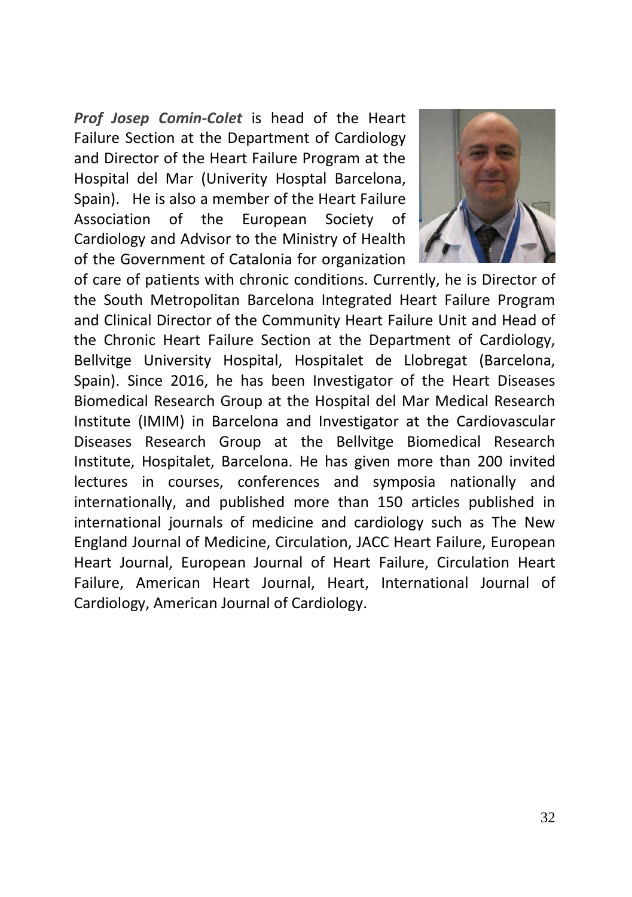***Prof Josep Comin-Colet*** is head of the Heart Failure Section at the Department of Cardiology and Director of the Heart Failure Program at the Hospital del Mar (Univerity Hosptal Barcelona, Spain). He is also a member of the Heart Failure Association of the European Society of Cardiology and Advisor to the Ministry of Health of the Government of Catalonia for organization of care of patients with chronic conditions. Currently, he is Director of the South Metropolitan Barcelona Integrated Heart Failure Program and Clinical Director of the Community Heart Failure Unit and Head of the Chronic Heart Failure Section at the Department of Cardiology, Bellvitge University Hospital, Hospitalet de Llobregat (Barcelona, Spain). Since 2016, he has been Investigator of the Heart Diseases Biomedical Research Group at the Hospital del Mar Medical Research Institute (IMIM) in Barcelona and Investigator at the Cardiovascular Diseases Research Group at the Bellvitge Biomedical Research Institute, Hospitalet, Barcelona. He has given more than 200 invited lectures in courses, conferences and symposia nationally and internationally, and published more than 150 articles published in international journals of medicine and cardiology such as The New England Journal of Medicine, Circulation, JACC Heart Failure, European Heart Journal, European Journal of Heart Failure, Circulation Heart Failure, American Heart Journal, Heart, International Journal of Cardiology, American Journal of Cardiology.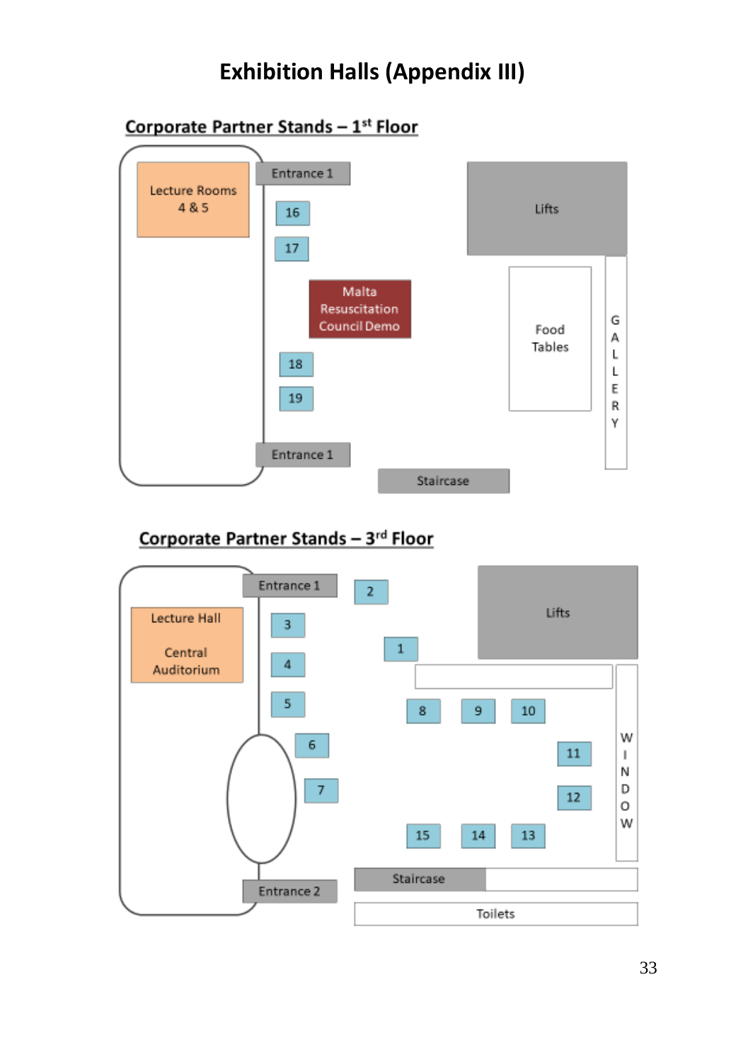# Exhibition Halls (Appendix III)

## Corporate Partner Stands – 1st Floor

Lecture Rooms 4 & 5

Entrance 1

16

17

Malta Resuscitation Council Demo

18

19

Entrance 1

Staircase

Lifts

Food Tables

GALLERY

## Corporate Partner Stands – 3rd Floor

Entrance 1

Lecture Hall

Central Auditorium

2

3

4

5

6

7

Entrance 2

Lifts

1

8

9

10

11

12

15

14

13

WINDOW

Staircase

Toilets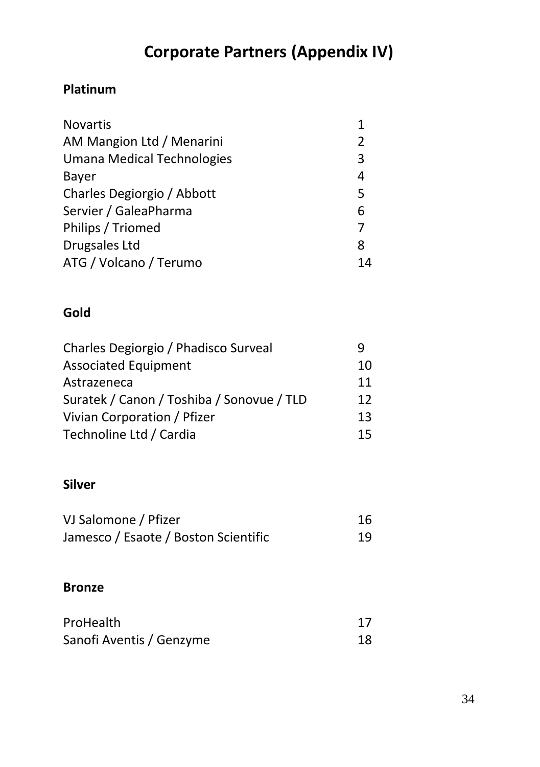# Corporate Partners (Appendix IV)

**Platinum**

| | |
|---|---|
| Novartis | 1 |
| AM Mangion Ltd / Menarini | 2 |
| Umana Medical Technologies | 3 |
| Bayer | 4 |
| Charles Degiorgio / Abbott | 5 |
| Servier / GaleaPharma | 6 |
| Philips / Triomed | 7 |
| Drugsales Ltd | 8 |
| ATG / Volcano / Terumo | 14 |

**Gold**

| | |
|---|---|
| Charles Degiorgio / Phadisco Surveal | 9 |
| Associated Equipment | 10 |
| Astrazeneca | 11 |
| Suratek / Canon / Toshiba / Sonovue / TLD | 12 |
| Vivian Corporation / Pfizer | 13 |
| Technoline Ltd / Cardia | 15 |

**Silver**

| | |
|---|---|
| VJ Salomone / Pfizer | 16 |
| Jamesco / Esaote / Boston Scientific | 19 |

**Bronze**

| | |
|---|---|
| ProHealth | 17 |
| Sanofi Aventis / Genzyme | 18 |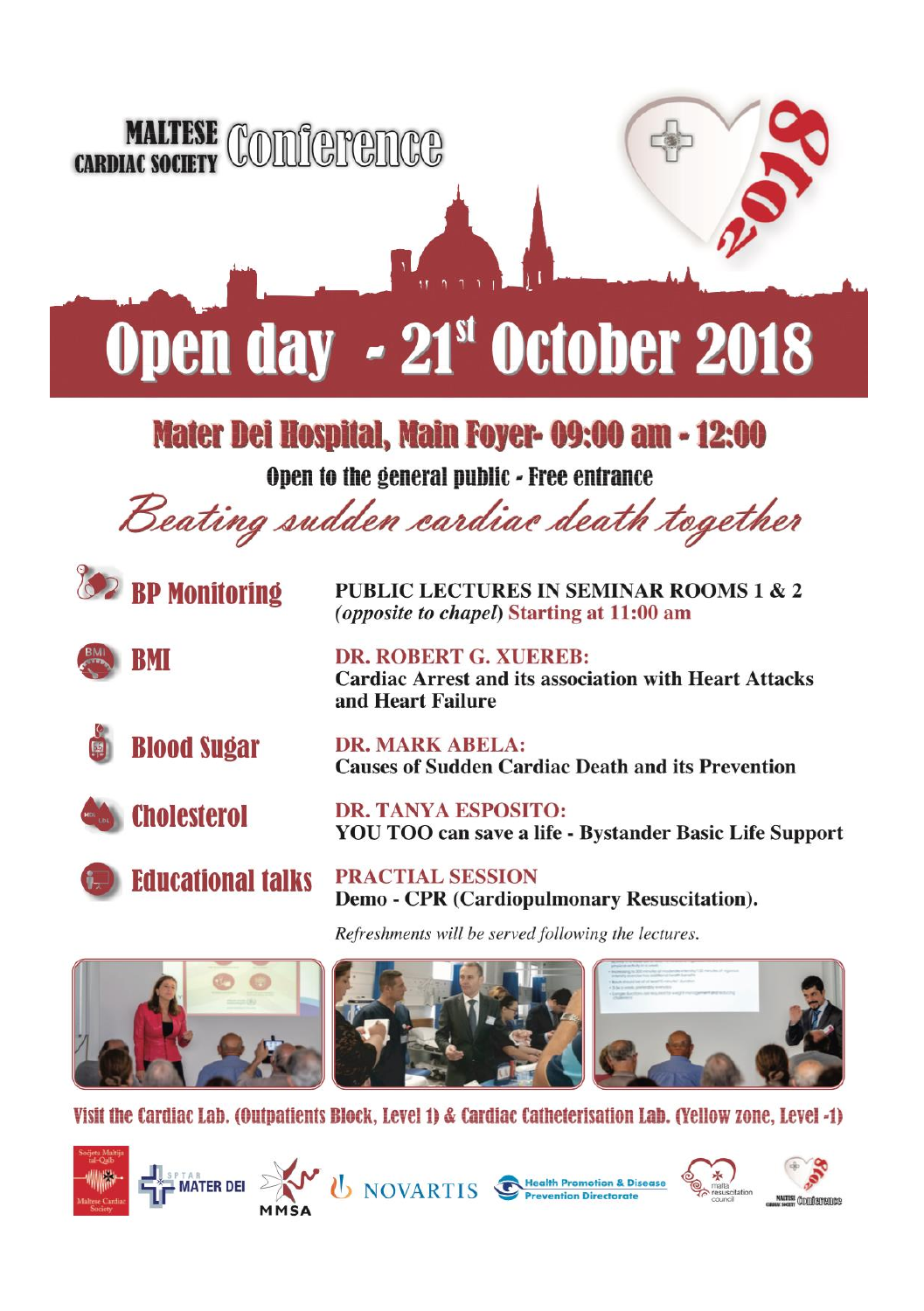MALTESE CARDIAC SOCIETY Conference

2018

# Open day - 21st October 2018

## Mater Dei Hospital, Main Foyer- 09:00 am - 12:00

**Open to the general public - Free entrance**

*Beating sudden cardiac death together*

- BP Monitoring
- BMI
- Blood Sugar
- Cholesterol
- Educational talks

**PUBLIC LECTURES IN SEMINAR ROOMS 1 & 2** ***(opposite to chapel)*** **Starting at 11:00 am**

**DR. ROBERT G. XUEREB:**
**Cardiac Arrest and its association with Heart Attacks and Heart Failure**

**DR. MARK ABELA:**
**Causes of Sudden Cardiac Death and its Prevention**

**DR. TANYA ESPOSITO:**
**YOU TOO can save a life - Bystander Basic Life Support**

**PRACTIAL SESSION**
**Demo - CPR (Cardiopulmonary Resuscitation).**

*Refreshments will be served following the lectures.*

Visit the Cardiac Lab. (Outpatients Block, Level 1) & Cardiac Catheterisation Lab. (Yellow zone, Level -1)

Socjetà Maltija tal-Qalb – Maltese Cardiac Society | SPTAR MATER DEI | MMSA | NOVARTIS | Health Promotion & Disease Prevention Directorate | malta resuscitation council | MALTESE CARDIAC SOCIETY Conference 2018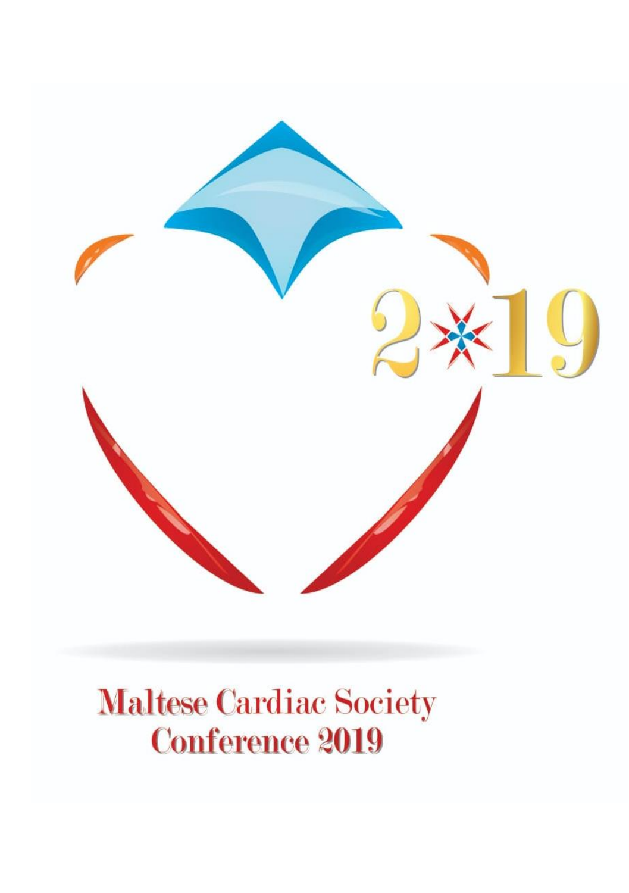2*19

Maltese Cardiac Society
Conference 2019